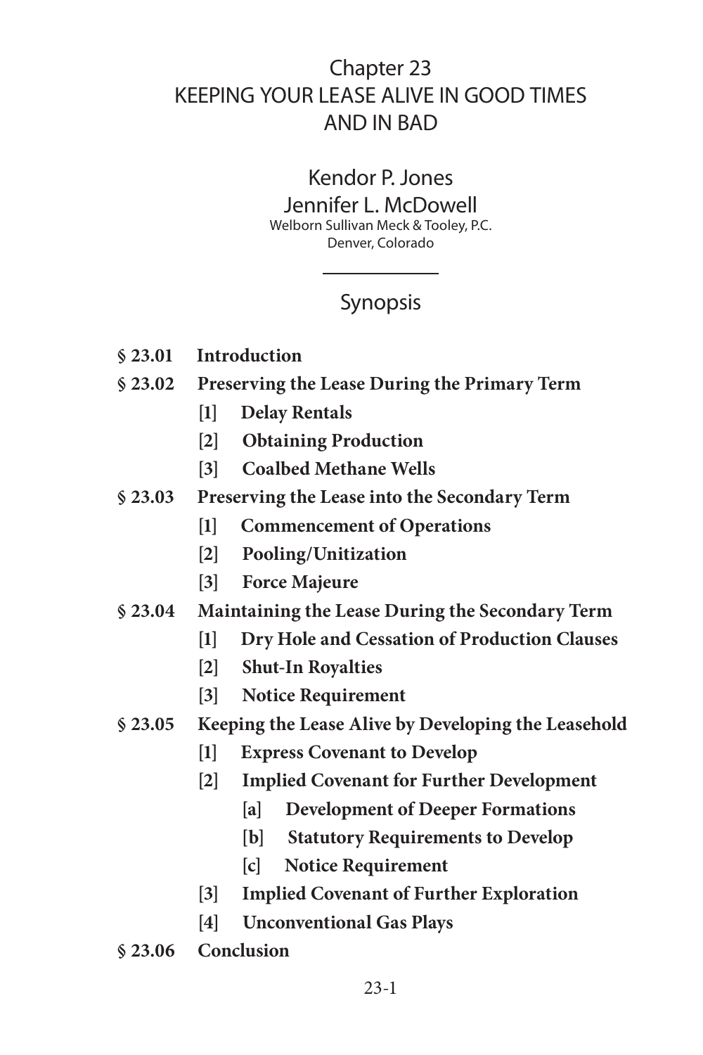# Chapter 23
# KEEPING YOUR LEASE ALIVE IN GOOD TIMES AND IN BAD

Kendor P. Jones
Jennifer L. McDowell
Welborn Sullivan Meck & Tooley, P.C.
Denver, Colorado

## Synopsis

**§ 23.01 Introduction**

**§ 23.02 Preserving the Lease During the Primary Term**

- **[1] Delay Rentals**
- **[2] Obtaining Production**
- **[3] Coalbed Methane Wells**

**§ 23.03 Preserving the Lease into the Secondary Term**

- **[1] Commencement of Operations**
- **[2] Pooling/Unitization**
- **[3] Force Majeure**

**§ 23.04 Maintaining the Lease During the Secondary Term**

- **[1] Dry Hole and Cessation of Production Clauses**
- **[2] Shut-In Royalties**
- **[3] Notice Requirement**

**§ 23.05 Keeping the Lease Alive by Developing the Leasehold**

- **[1] Express Covenant to Develop**
- **[2] Implied Covenant for Further Development**
  - **[a] Development of Deeper Formations**
  - **[b] Statutory Requirements to Develop**
  - **[c] Notice Requirement**
- **[3] Implied Covenant of Further Exploration**
- **[4] Unconventional Gas Plays**

**§ 23.06 Conclusion**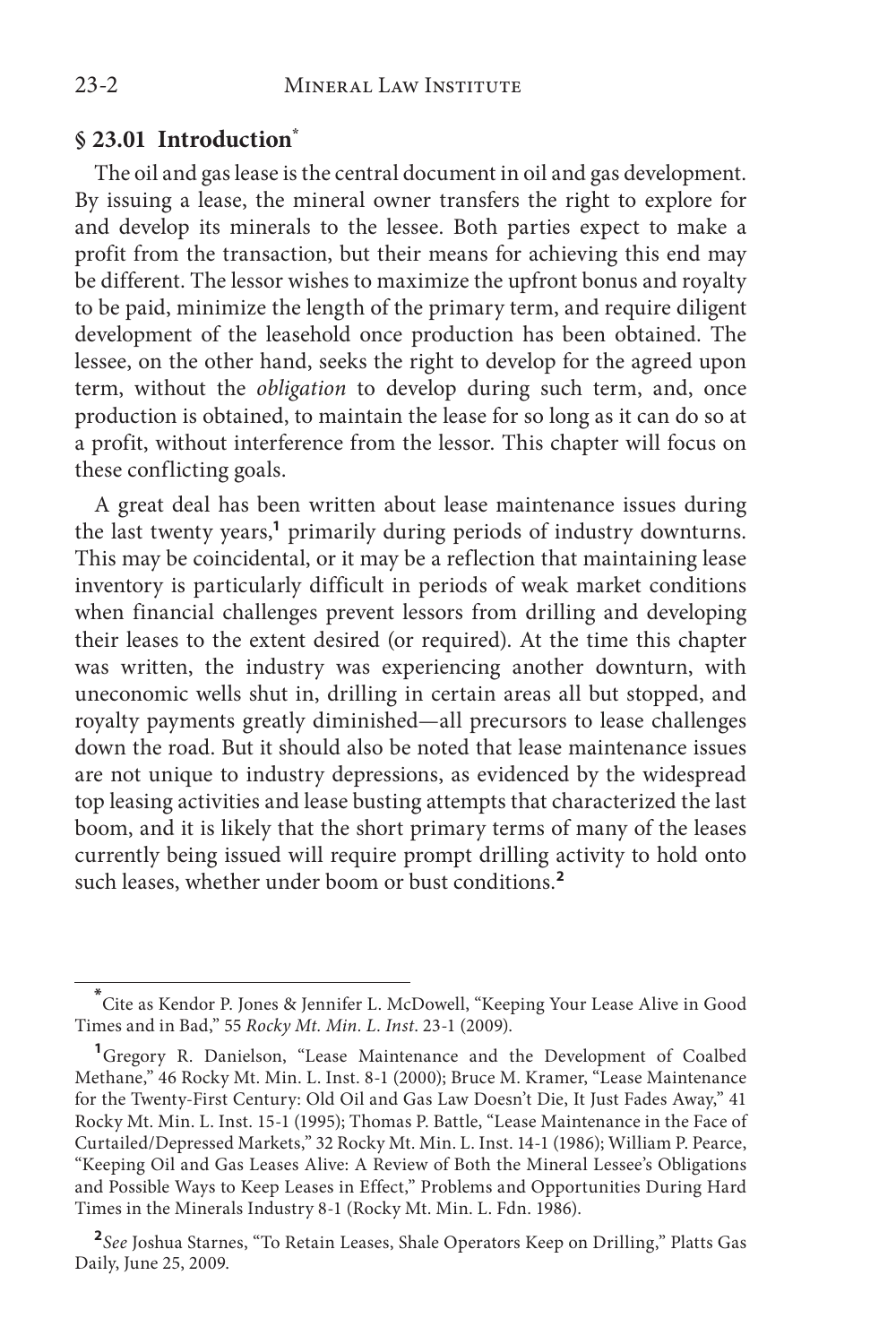## § 23.01 Introduction[*]

The oil and gas lease is the central document in oil and gas development. By issuing a lease, the mineral owner transfers the right to explore for and develop its minerals to the lessee. Both parties expect to make a profit from the transaction, but their means for achieving this end may be different. The lessor wishes to maximize the upfront bonus and royalty to be paid, minimize the length of the primary term, and require diligent development of the leasehold once production has been obtained. The lessee, on the other hand, seeks the right to develop for the agreed upon term, without the *obligation* to develop during such term, and, once production is obtained, to maintain the lease for so long as it can do so at a profit, without interference from the lessor. This chapter will focus on these conflicting goals.

A great deal has been written about lease maintenance issues during the last twenty years,[1] primarily during periods of industry downturns. This may be coincidental, or it may be a reflection that maintaining lease inventory is particularly difficult in periods of weak market conditions when financial challenges prevent lessors from drilling and developing their leases to the extent desired (or required). At the time this chapter was written, the industry was experiencing another downturn, with uneconomic wells shut in, drilling in certain areas all but stopped, and royalty payments greatly diminished—all precursors to lease challenges down the road. But it should also be noted that lease maintenance issues are not unique to industry depressions, as evidenced by the widespread top leasing activities and lease busting attempts that characterized the last boom, and it is likely that the short primary terms of many of the leases currently being issued will require prompt drilling activity to hold onto such leases, whether under boom or bust conditions.[2]

---

[*] Cite as Kendor P. Jones & Jennifer L. McDowell, "Keeping Your Lease Alive in Good Times and in Bad," 55 *Rocky Mt. Min. L. Inst.* 23-1 (2009).

[1] Gregory R. Danielson, "Lease Maintenance and the Development of Coalbed Methane," 46 Rocky Mt. Min. L. Inst. 8-1 (2000); Bruce M. Kramer, "Lease Maintenance for the Twenty-First Century: Old Oil and Gas Law Doesn't Die, It Just Fades Away," 41 Rocky Mt. Min. L. Inst. 15-1 (1995); Thomas P. Battle, "Lease Maintenance in the Face of Curtailed/Depressed Markets," 32 Rocky Mt. Min. L. Inst. 14-1 (1986); William P. Pearce, "Keeping Oil and Gas Leases Alive: A Review of Both the Mineral Lessee's Obligations and Possible Ways to Keep Leases in Effect," Problems and Opportunities During Hard Times in the Minerals Industry 8-1 (Rocky Mt. Min. L. Fdn. 1986).

[2] *See* Joshua Starnes, "To Retain Leases, Shale Operators Keep on Drilling," Platts Gas Daily, June 25, 2009.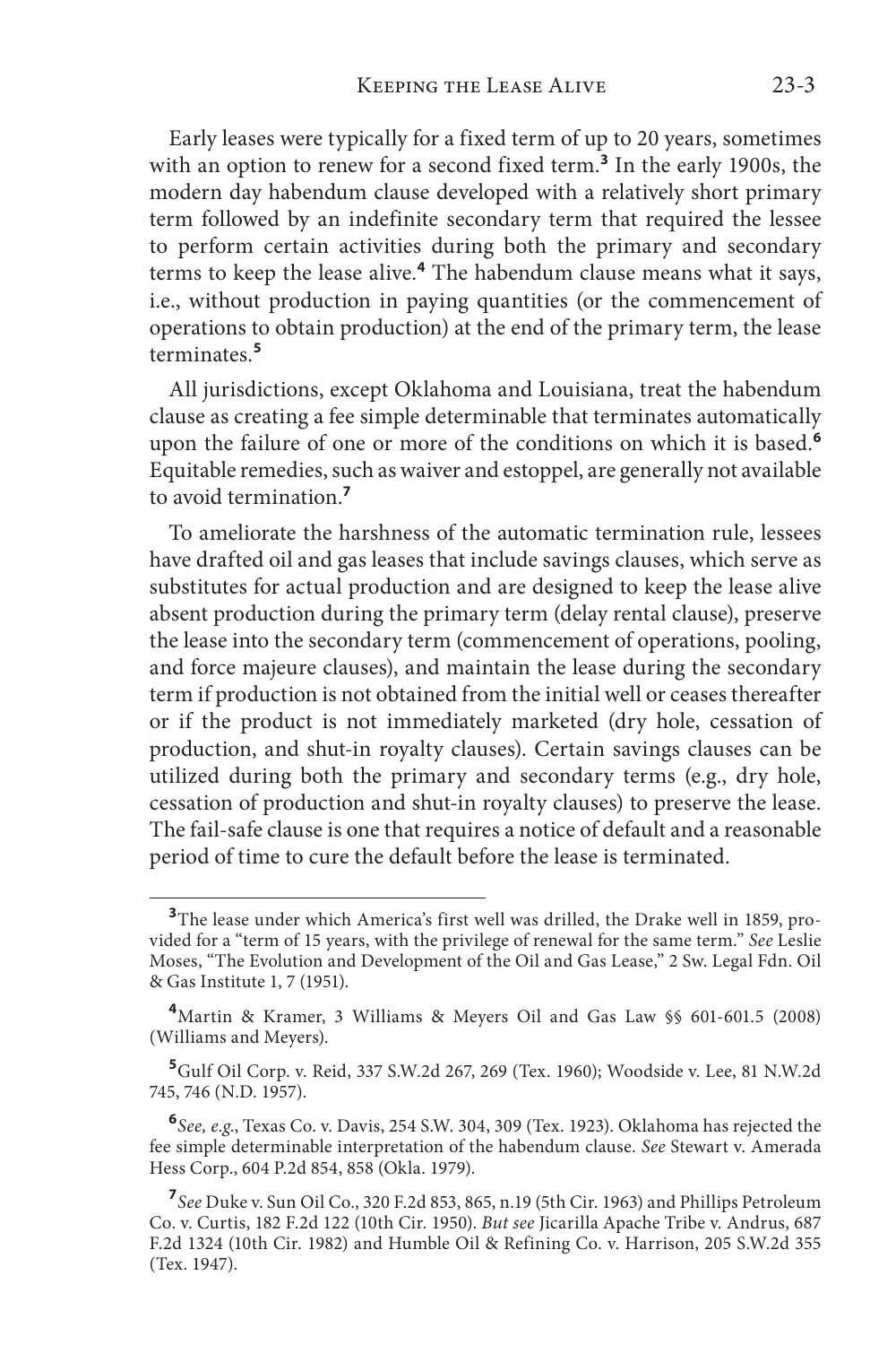Early leases were typically for a fixed term of up to 20 years, sometimes with an option to renew for a second fixed term.[3] In the early 1900s, the modern day habendum clause developed with a relatively short primary term followed by an indefinite secondary term that required the lessee to perform certain activities during both the primary and secondary terms to keep the lease alive.[4] The habendum clause means what it says, i.e., without production in paying quantities (or the commencement of operations to obtain production) at the end of the primary term, the lease terminates.[5]

All jurisdictions, except Oklahoma and Louisiana, treat the habendum clause as creating a fee simple determinable that terminates automatically upon the failure of one or more of the conditions on which it is based.[6] Equitable remedies, such as waiver and estoppel, are generally not available to avoid termination.[7]

To ameliorate the harshness of the automatic termination rule, lessees have drafted oil and gas leases that include savings clauses, which serve as substitutes for actual production and are designed to keep the lease alive absent production during the primary term (delay rental clause), preserve the lease into the secondary term (commencement of operations, pooling, and force majeure clauses), and maintain the lease during the secondary term if production is not obtained from the initial well or ceases thereafter or if the product is not immediately marketed (dry hole, cessation of production, and shut-in royalty clauses). Certain savings clauses can be utilized during both the primary and secondary terms (e.g., dry hole, cessation of production and shut-in royalty clauses) to preserve the lease. The fail-safe clause is one that requires a notice of default and a reasonable period of time to cure the default before the lease is terminated.

---

[3] The lease under which America's first well was drilled, the Drake well in 1859, provided for a "term of 15 years, with the privilege of renewal for the same term." *See* Leslie Moses, "The Evolution and Development of the Oil and Gas Lease," 2 Sw. Legal Fdn. Oil & Gas Institute 1, 7 (1951).

[4] Martin & Kramer, 3 Williams & Meyers Oil and Gas Law §§ 601-601.5 (2008) (Williams and Meyers).

[5] Gulf Oil Corp. v. Reid, 337 S.W.2d 267, 269 (Tex. 1960); Woodside v. Lee, 81 N.W.2d 745, 746 (N.D. 1957).

[6] *See, e.g.*, Texas Co. v. Davis, 254 S.W. 304, 309 (Tex. 1923). Oklahoma has rejected the fee simple determinable interpretation of the habendum clause. *See* Stewart v. Amerada Hess Corp., 604 P.2d 854, 858 (Okla. 1979).

[7] *See* Duke v. Sun Oil Co., 320 F.2d 853, 865, n.19 (5th Cir. 1963) and Phillips Petroleum Co. v. Curtis, 182 F.2d 122 (10th Cir. 1950). *But see* Jicarilla Apache Tribe v. Andrus, 687 F.2d 1324 (10th Cir. 1982) and Humble Oil & Refining Co. v. Harrison, 205 S.W.2d 355 (Tex. 1947).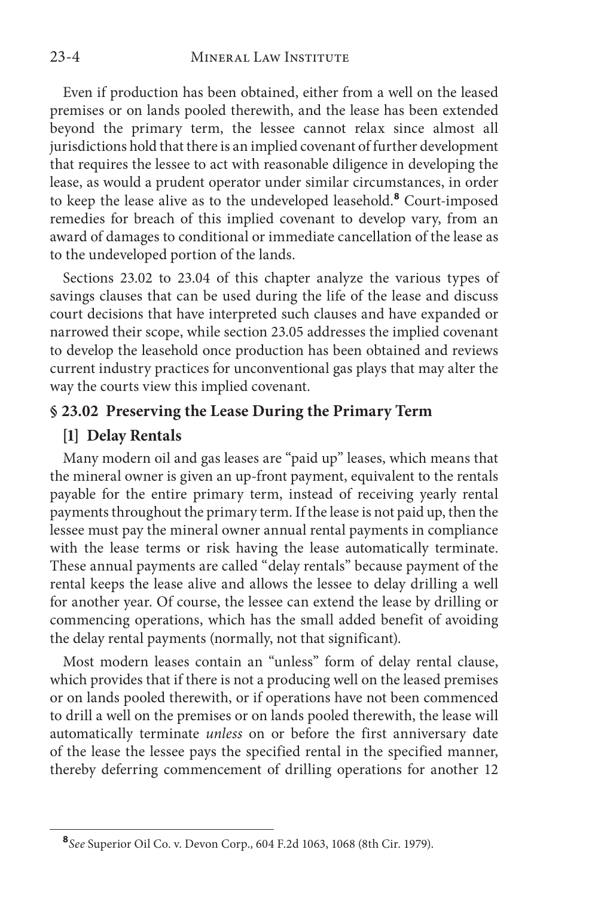Even if production has been obtained, either from a well on the leased premises or on lands pooled therewith, and the lease has been extended beyond the primary term, the lessee cannot relax since almost all jurisdictions hold that there is an implied covenant of further development that requires the lessee to act with reasonable diligence in developing the lease, as would a prudent operator under similar circumstances, in order to keep the lease alive as to the undeveloped leasehold.[8] Court-imposed remedies for breach of this implied covenant to develop vary, from an award of damages to conditional or immediate cancellation of the lease as to the undeveloped portion of the lands.

Sections 23.02 to 23.04 of this chapter analyze the various types of savings clauses that can be used during the life of the lease and discuss court decisions that have interpreted such clauses and have expanded or narrowed their scope, while section 23.05 addresses the implied covenant to develop the leasehold once production has been obtained and reviews current industry practices for unconventional gas plays that may alter the way the courts view this implied covenant.

## § 23.02 Preserving the Lease During the Primary Term

### [1] Delay Rentals

Many modern oil and gas leases are "paid up" leases, which means that the mineral owner is given an up-front payment, equivalent to the rentals payable for the entire primary term, instead of receiving yearly rental payments throughout the primary term. If the lease is not paid up, then the lessee must pay the mineral owner annual rental payments in compliance with the lease terms or risk having the lease automatically terminate. These annual payments are called "delay rentals" because payment of the rental keeps the lease alive and allows the lessee to delay drilling a well for another year. Of course, the lessee can extend the lease by drilling or commencing operations, which has the small added benefit of avoiding the delay rental payments (normally, not that significant).

Most modern leases contain an "unless" form of delay rental clause, which provides that if there is not a producing well on the leased premises or on lands pooled therewith, or if operations have not been commenced to drill a well on the premises or on lands pooled therewith, the lease will automatically terminate *unless* on or before the first anniversary date of the lease the lessee pays the specified rental in the specified manner, thereby deferring commencement of drilling operations for another 12

---

[8] *See* Superior Oil Co. v. Devon Corp., 604 F.2d 1063, 1068 (8th Cir. 1979).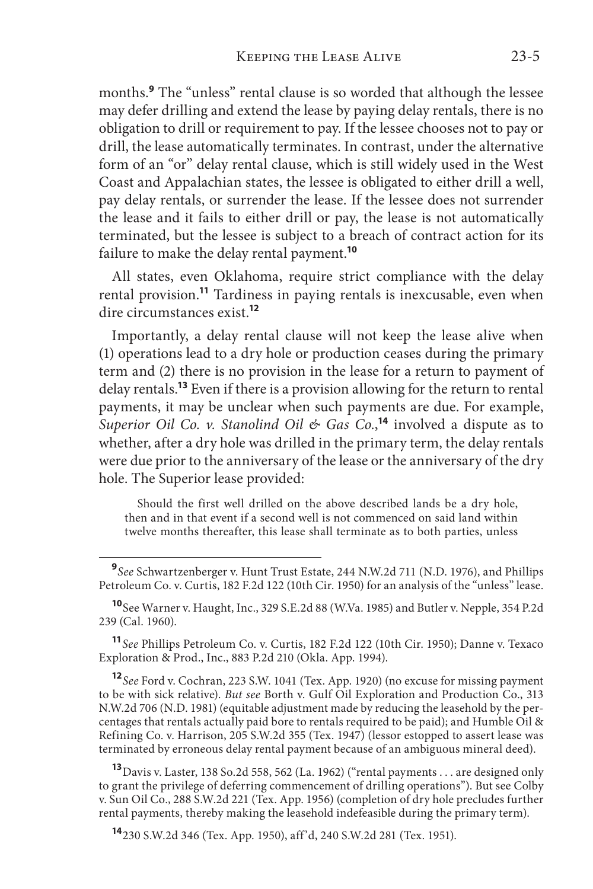months.[9] The "unless" rental clause is so worded that although the lessee may defer drilling and extend the lease by paying delay rentals, there is no obligation to drill or requirement to pay. If the lessee chooses not to pay or drill, the lease automatically terminates. In contrast, under the alternative form of an "or" delay rental clause, which is still widely used in the West Coast and Appalachian states, the lessee is obligated to either drill a well, pay delay rentals, or surrender the lease. If the lessee does not surrender the lease and it fails to either drill or pay, the lease is not automatically terminated, but the lessee is subject to a breach of contract action for its failure to make the delay rental payment.[10]

All states, even Oklahoma, require strict compliance with the delay rental provision.[11] Tardiness in paying rentals is inexcusable, even when dire circumstances exist.[12]

Importantly, a delay rental clause will not keep the lease alive when (1) operations lead to a dry hole or production ceases during the primary term and (2) there is no provision in the lease for a return to payment of delay rentals.[13] Even if there is a provision allowing for the return to rental payments, it may be unclear when such payments are due. For example, *Superior Oil Co. v. Stanolind Oil & Gas Co.*,[14] involved a dispute as to whether, after a dry hole was drilled in the primary term, the delay rentals were due prior to the anniversary of the lease or the anniversary of the dry hole. The Superior lease provided:

> Should the first well drilled on the above described lands be a dry hole, then and in that event if a second well is not commenced on said land within twelve months thereafter, this lease shall terminate as to both parties, unless

---

[9] *See* Schwartzenberger v. Hunt Trust Estate, 244 N.W.2d 711 (N.D. 1976), and Phillips Petroleum Co. v. Curtis, 182 F.2d 122 (10th Cir. 1950) for an analysis of the "unless" lease.

[10] See Warner v. Haught, Inc., 329 S.E.2d 88 (W.Va. 1985) and Butler v. Nepple, 354 P.2d 239 (Cal. 1960).

[11] *See* Phillips Petroleum Co. v. Curtis, 182 F.2d 122 (10th Cir. 1950); Danne v. Texaco Exploration & Prod., Inc., 883 P.2d 210 (Okla. App. 1994).

[12] *See* Ford v. Cochran, 223 S.W. 1041 (Tex. App. 1920) (no excuse for missing payment to be with sick relative). *But see* Borth v. Gulf Oil Exploration and Production Co., 313 N.W.2d 706 (N.D. 1981) (equitable adjustment made by reducing the leasehold by the percentages that rentals actually paid bore to rentals required to be paid); and Humble Oil & Refining Co. v. Harrison, 205 S.W.2d 355 (Tex. 1947) (lessor estopped to assert lease was terminated by erroneous delay rental payment because of an ambiguous mineral deed).

[13] Davis v. Laster, 138 So.2d 558, 562 (La. 1962) ("rental payments . . . are designed only to grant the privilege of deferring commencement of drilling operations"). But see Colby v. Sun Oil Co., 288 S.W.2d 221 (Tex. App. 1956) (completion of dry hole precludes further rental payments, thereby making the leasehold indefeasible during the primary term).

[14] 230 S.W.2d 346 (Tex. App. 1950), aff'd, 240 S.W.2d 281 (Tex. 1951).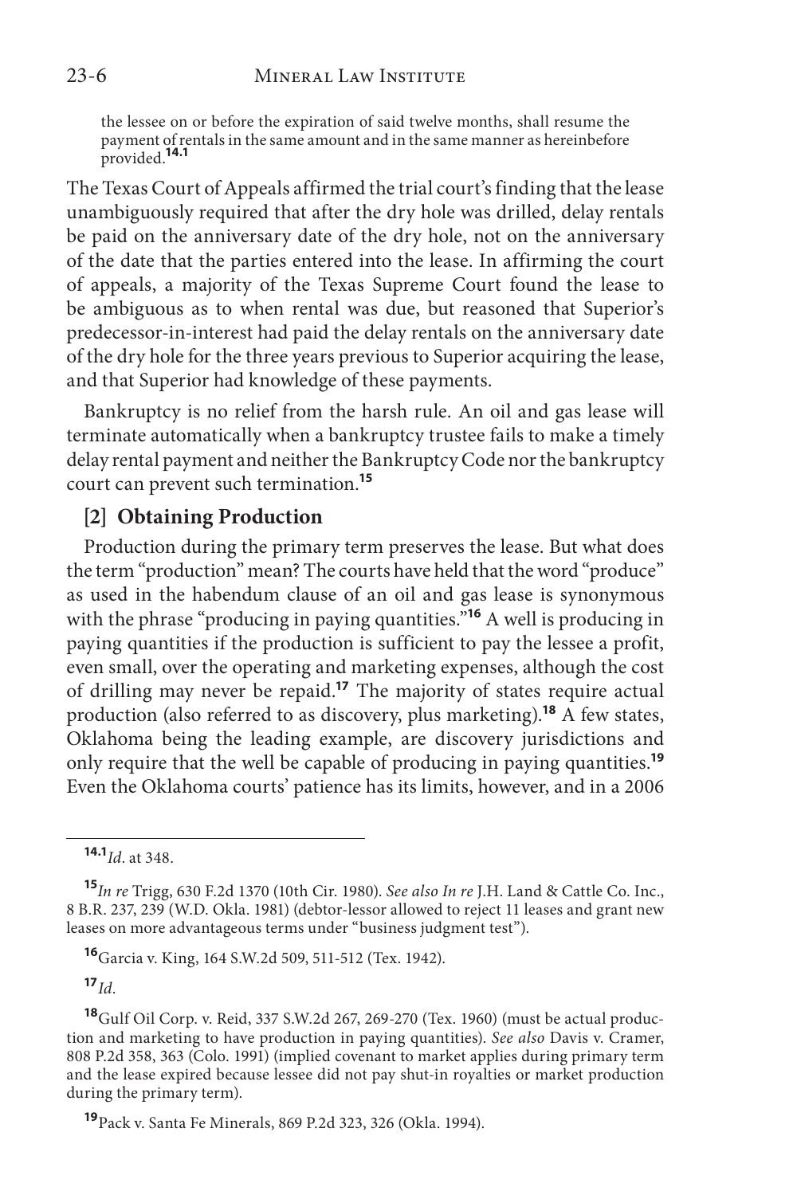the lessee on or before the expiration of said twelve months, shall resume the payment of rentals in the same amount and in the same manner as hereinbefore provided.[14.1]

The Texas Court of Appeals affirmed the trial court's finding that the lease unambiguously required that after the dry hole was drilled, delay rentals be paid on the anniversary date of the dry hole, not on the anniversary of the date that the parties entered into the lease. In affirming the court of appeals, a majority of the Texas Supreme Court found the lease to be ambiguous as to when rental was due, but reasoned that Superior's predecessor-in-interest had paid the delay rentals on the anniversary date of the dry hole for the three years previous to Superior acquiring the lease, and that Superior had knowledge of these payments.

Bankruptcy is no relief from the harsh rule. An oil and gas lease will terminate automatically when a bankruptcy trustee fails to make a timely delay rental payment and neither the Bankruptcy Code nor the bankruptcy court can prevent such termination.[15]

### [2] Obtaining Production

Production during the primary term preserves the lease. But what does the term "production" mean? The courts have held that the word "produce" as used in the habendum clause of an oil and gas lease is synonymous with the phrase "producing in paying quantities."[16] A well is producing in paying quantities if the production is sufficient to pay the lessee a profit, even small, over the operating and marketing expenses, although the cost of drilling may never be repaid.[17] The majority of states require actual production (also referred to as discovery, plus marketing).[18] A few states, Oklahoma being the leading example, are discovery jurisdictions and only require that the well be capable of producing in paying quantities.[19] Even the Oklahoma courts' patience has its limits, however, and in a 2006

---

[14.1] *Id*. at 348.

[15] *In re* Trigg, 630 F.2d 1370 (10th Cir. 1980). *See also In re* J.H. Land & Cattle Co. Inc., 8 B.R. 237, 239 (W.D. Okla. 1981) (debtor-lessor allowed to reject 11 leases and grant new leases on more advantageous terms under "business judgment test").

[16] Garcia v. King, 164 S.W.2d 509, 511-512 (Tex. 1942).

[17] *Id*.

[18] Gulf Oil Corp. v. Reid, 337 S.W.2d 267, 269-270 (Tex. 1960) (must be actual production and marketing to have production in paying quantities). *See also* Davis v. Cramer, 808 P.2d 358, 363 (Colo. 1991) (implied covenant to market applies during primary term and the lease expired because lessee did not pay shut-in royalties or market production during the primary term).

[19] Pack v. Santa Fe Minerals, 869 P.2d 323, 326 (Okla. 1994).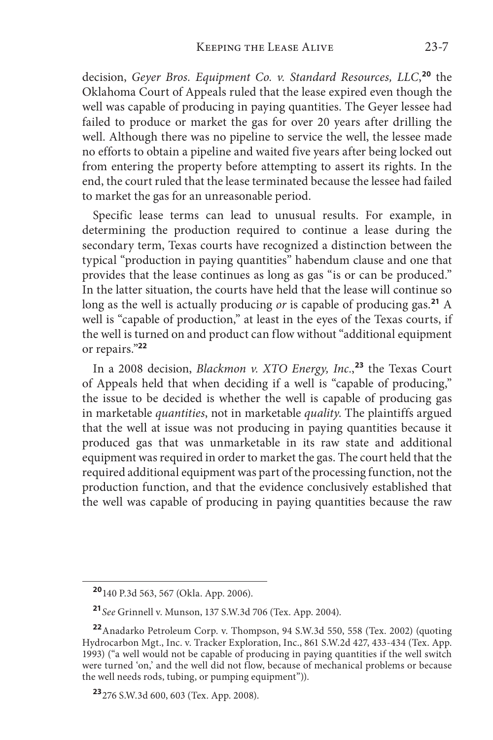decision, *Geyer Bros. Equipment Co. v. Standard Resources, LLC*,[20] the Oklahoma Court of Appeals ruled that the lease expired even though the well was capable of producing in paying quantities. The Geyer lessee had failed to produce or market the gas for over 20 years after drilling the well. Although there was no pipeline to service the well, the lessee made no efforts to obtain a pipeline and waited five years after being locked out from entering the property before attempting to assert its rights. In the end, the court ruled that the lease terminated because the lessee had failed to market the gas for an unreasonable period.

Specific lease terms can lead to unusual results. For example, in determining the production required to continue a lease during the secondary term, Texas courts have recognized a distinction between the typical "production in paying quantities" habendum clause and one that provides that the lease continues as long as gas "is or can be produced." In the latter situation, the courts have held that the lease will continue so long as the well is actually producing *or* is capable of producing gas.[21] A well is "capable of production," at least in the eyes of the Texas courts, if the well is turned on and product can flow without "additional equipment or repairs."[22]

In a 2008 decision, *Blackmon v. XTO Energy, Inc.*,[23] the Texas Court of Appeals held that when deciding if a well is "capable of producing," the issue to be decided is whether the well is capable of producing gas in marketable *quantities*, not in marketable *quality*. The plaintiffs argued that the well at issue was not producing in paying quantities because it produced gas that was unmarketable in its raw state and additional equipment was required in order to market the gas. The court held that the required additional equipment was part of the processing function, not the production function, and that the evidence conclusively established that the well was capable of producing in paying quantities because the raw

---

[20] 140 P.3d 563, 567 (Okla. App. 2006).

[21] *See* Grinnell v. Munson, 137 S.W.3d 706 (Tex. App. 2004).

[22] Anadarko Petroleum Corp. v. Thompson, 94 S.W.3d 550, 558 (Tex. 2002) (quoting Hydrocarbon Mgt., Inc. v. Tracker Exploration, Inc., 861 S.W.2d 427, 433-434 (Tex. App. 1993) ("a well would not be capable of producing in paying quantities if the well switch were turned 'on,' and the well did not flow, because of mechanical problems or because the well needs rods, tubing, or pumping equipment")).

[23] 276 S.W.3d 600, 603 (Tex. App. 2008).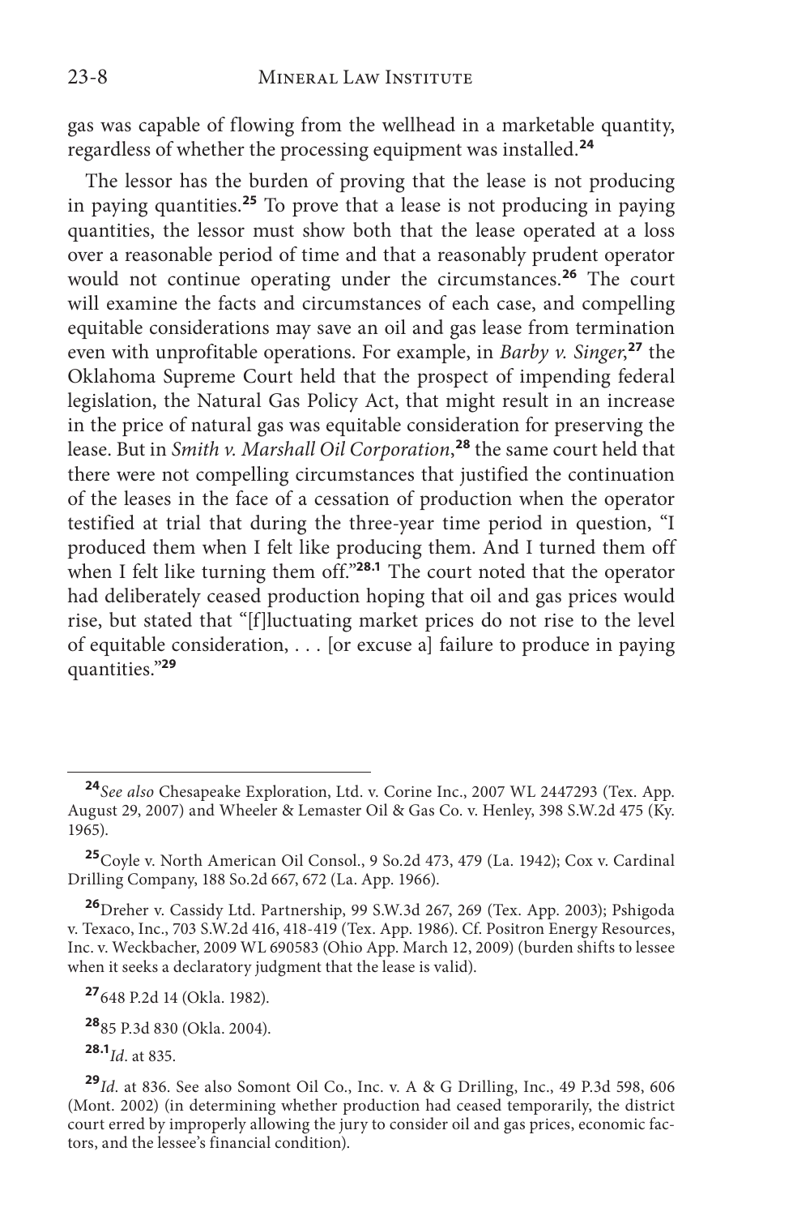gas was capable of flowing from the wellhead in a marketable quantity, regardless of whether the processing equipment was installed.[24]

The lessor has the burden of proving that the lease is not producing in paying quantities.[25] To prove that a lease is not producing in paying quantities, the lessor must show both that the lease operated at a loss over a reasonable period of time and that a reasonably prudent operator would not continue operating under the circumstances.[26] The court will examine the facts and circumstances of each case, and compelling equitable considerations may save an oil and gas lease from termination even with unprofitable operations. For example, in *Barby v. Singer*,[27] the Oklahoma Supreme Court held that the prospect of impending federal legislation, the Natural Gas Policy Act, that might result in an increase in the price of natural gas was equitable consideration for preserving the lease. But in *Smith v. Marshall Oil Corporation*,[28] the same court held that there were not compelling circumstances that justified the continuation of the leases in the face of a cessation of production when the operator testified at trial that during the three-year time period in question, "I produced them when I felt like producing them. And I turned them off when I felt like turning them off."[28.1] The court noted that the operator had deliberately ceased production hoping that oil and gas prices would rise, but stated that "[f]luctuating market prices do not rise to the level of equitable consideration, . . . [or excuse a] failure to produce in paying quantities."[29]

---

[24] *See also* Chesapeake Exploration, Ltd. v. Corine Inc., 2007 WL 2447293 (Tex. App. August 29, 2007) and Wheeler & Lemaster Oil & Gas Co. v. Henley, 398 S.W.2d 475 (Ky. 1965).

[25] Coyle v. North American Oil Consol., 9 So.2d 473, 479 (La. 1942); Cox v. Cardinal Drilling Company, 188 So.2d 667, 672 (La. App. 1966).

[26] Dreher v. Cassidy Ltd. Partnership, 99 S.W.3d 267, 269 (Tex. App. 2003); Pshigoda v. Texaco, Inc., 703 S.W.2d 416, 418-419 (Tex. App. 1986). Cf. Positron Energy Resources, Inc. v. Weckbacher, 2009 WL 690583 (Ohio App. March 12, 2009) (burden shifts to lessee when it seeks a declaratory judgment that the lease is valid).

[27] 648 P.2d 14 (Okla. 1982).

[28] 85 P.3d 830 (Okla. 2004).

[28.1] *Id*. at 835.

[29] *Id.* at 836. See also Somont Oil Co., Inc. v. A & G Drilling, Inc., 49 P.3d 598, 606 (Mont. 2002) (in determining whether production had ceased temporarily, the district court erred by improperly allowing the jury to consider oil and gas prices, economic factors, and the lessee's financial condition).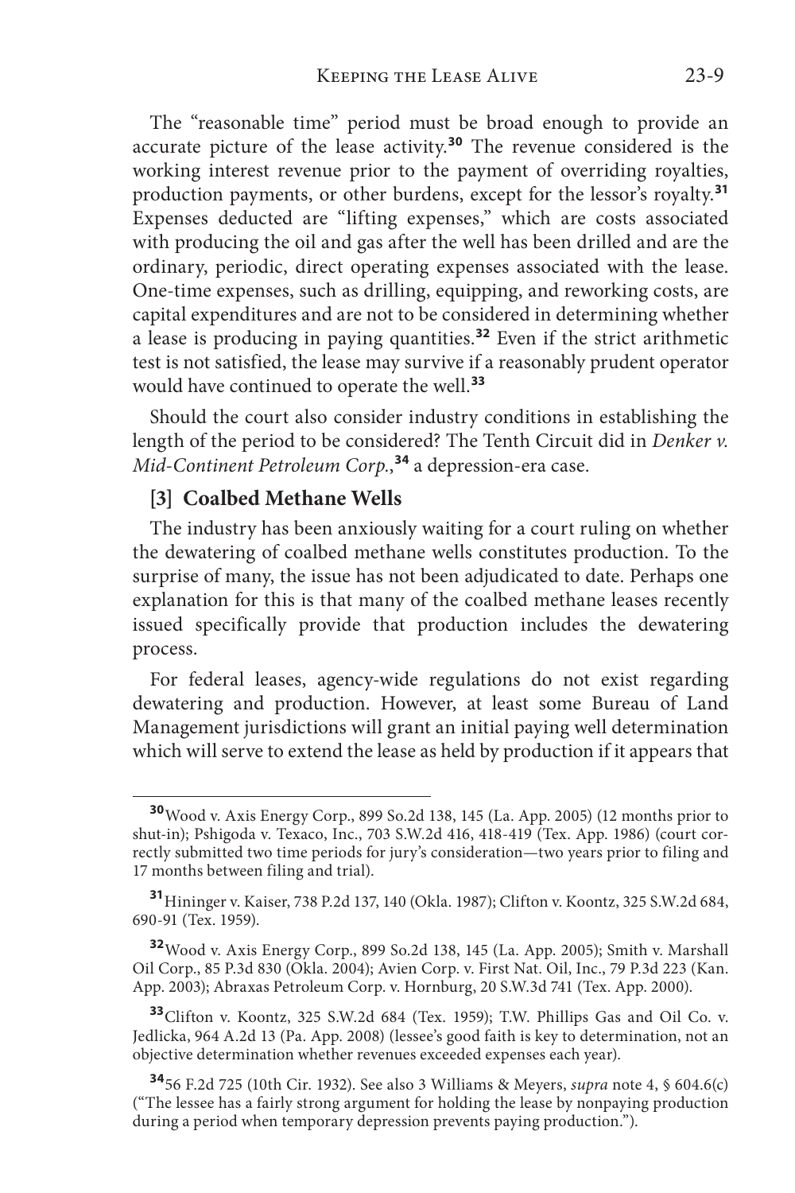The "reasonable time" period must be broad enough to provide an accurate picture of the lease activity.[30] The revenue considered is the working interest revenue prior to the payment of overriding royalties, production payments, or other burdens, except for the lessor's royalty.[31] Expenses deducted are "lifting expenses," which are costs associated with producing the oil and gas after the well has been drilled and are the ordinary, periodic, direct operating expenses associated with the lease. One-time expenses, such as drilling, equipping, and reworking costs, are capital expenditures and are not to be considered in determining whether a lease is producing in paying quantities.[32] Even if the strict arithmetic test is not satisfied, the lease may survive if a reasonably prudent operator would have continued to operate the well.[33]

Should the court also consider industry conditions in establishing the length of the period to be considered? The Tenth Circuit did in *Denker v. Mid-Continent Petroleum Corp.*,[34] a depression-era case.

### [3] Coalbed Methane Wells

The industry has been anxiously waiting for a court ruling on whether the dewatering of coalbed methane wells constitutes production. To the surprise of many, the issue has not been adjudicated to date. Perhaps one explanation for this is that many of the coalbed methane leases recently issued specifically provide that production includes the dewatering process.

For federal leases, agency-wide regulations do not exist regarding dewatering and production. However, at least some Bureau of Land Management jurisdictions will grant an initial paying well determination which will serve to extend the lease as held by production if it appears that

---

[30] Wood v. Axis Energy Corp., 899 So.2d 138, 145 (La. App. 2005) (12 months prior to shut-in); Pshigoda v. Texaco, Inc., 703 S.W.2d 416, 418-419 (Tex. App. 1986) (court correctly submitted two time periods for jury's consideration—two years prior to filing and 17 months between filing and trial).

[31] Hininger v. Kaiser, 738 P.2d 137, 140 (Okla. 1987); Clifton v. Koontz, 325 S.W.2d 684, 690-91 (Tex. 1959).

[32] Wood v. Axis Energy Corp., 899 So.2d 138, 145 (La. App. 2005); Smith v. Marshall Oil Corp., 85 P.3d 830 (Okla. 2004); Avien Corp. v. First Nat. Oil, Inc., 79 P.3d 223 (Kan. App. 2003); Abraxas Petroleum Corp. v. Hornburg, 20 S.W.3d 741 (Tex. App. 2000).

[33] Clifton v. Koontz, 325 S.W.2d 684 (Tex. 1959); T.W. Phillips Gas and Oil Co. v. Jedlicka, 964 A.2d 13 (Pa. App. 2008) (lessee's good faith is key to determination, not an objective determination whether revenues exceeded expenses each year).

[34] 56 F.2d 725 (10th Cir. 1932). See also 3 Williams & Meyers, *supra* note 4, § 604.6(c) ("The lessee has a fairly strong argument for holding the lease by nonpaying production during a period when temporary depression prevents paying production.").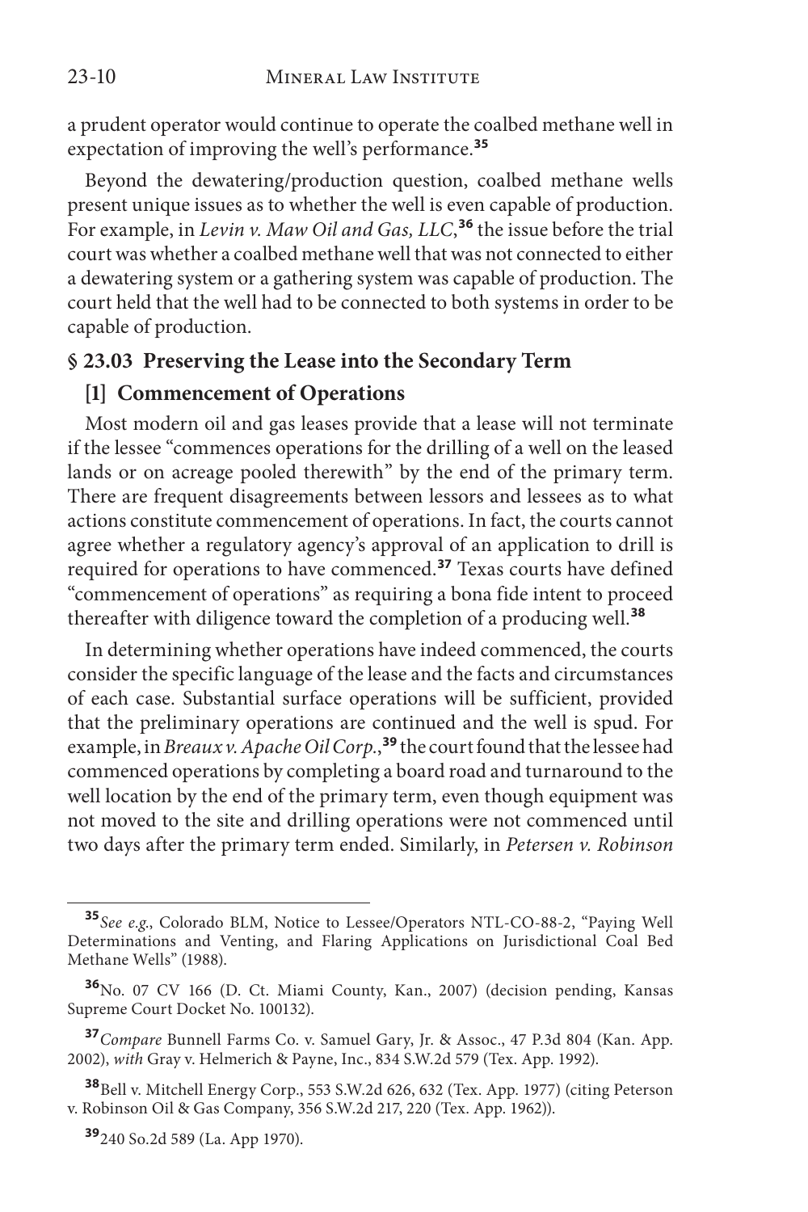a prudent operator would continue to operate the coalbed methane well in expectation of improving the well's performance.[35]

Beyond the dewatering/production question, coalbed methane wells present unique issues as to whether the well is even capable of production. For example, in *Levin v. Maw Oil and Gas, LLC*,[36] the issue before the trial court was whether a coalbed methane well that was not connected to either a dewatering system or a gathering system was capable of production. The court held that the well had to be connected to both systems in order to be capable of production.

## § 23.03 Preserving the Lease into the Secondary Term

### [1] Commencement of Operations

Most modern oil and gas leases provide that a lease will not terminate if the lessee "commences operations for the drilling of a well on the leased lands or on acreage pooled therewith" by the end of the primary term. There are frequent disagreements between lessors and lessees as to what actions constitute commencement of operations. In fact, the courts cannot agree whether a regulatory agency's approval of an application to drill is required for operations to have commenced.[37] Texas courts have defined "commencement of operations" as requiring a bona fide intent to proceed thereafter with diligence toward the completion of a producing well.[38]

In determining whether operations have indeed commenced, the courts consider the specific language of the lease and the facts and circumstances of each case. Substantial surface operations will be sufficient, provided that the preliminary operations are continued and the well is spud. For example, in *Breaux v. Apache Oil Corp.*,[39] the court found that the lessee had commenced operations by completing a board road and turnaround to the well location by the end of the primary term, even though equipment was not moved to the site and drilling operations were not commenced until two days after the primary term ended. Similarly, in *Petersen v. Robinson*

---

[35] *See e.g.*, Colorado BLM, Notice to Lessee/Operators NTL-CO-88-2, "Paying Well Determinations and Venting, and Flaring Applications on Jurisdictional Coal Bed Methane Wells" (1988).

[36] No. 07 CV 166 (D. Ct. Miami County, Kan., 2007) (decision pending, Kansas Supreme Court Docket No. 100132).

[37] *Compare* Bunnell Farms Co. v. Samuel Gary, Jr. & Assoc., 47 P.3d 804 (Kan. App. 2002), *with* Gray v. Helmerich & Payne, Inc., 834 S.W.2d 579 (Tex. App. 1992).

[38] Bell v. Mitchell Energy Corp., 553 S.W.2d 626, 632 (Tex. App. 1977) (citing Peterson v. Robinson Oil & Gas Company, 356 S.W.2d 217, 220 (Tex. App. 1962)).

[39] 240 So.2d 589 (La. App 1970).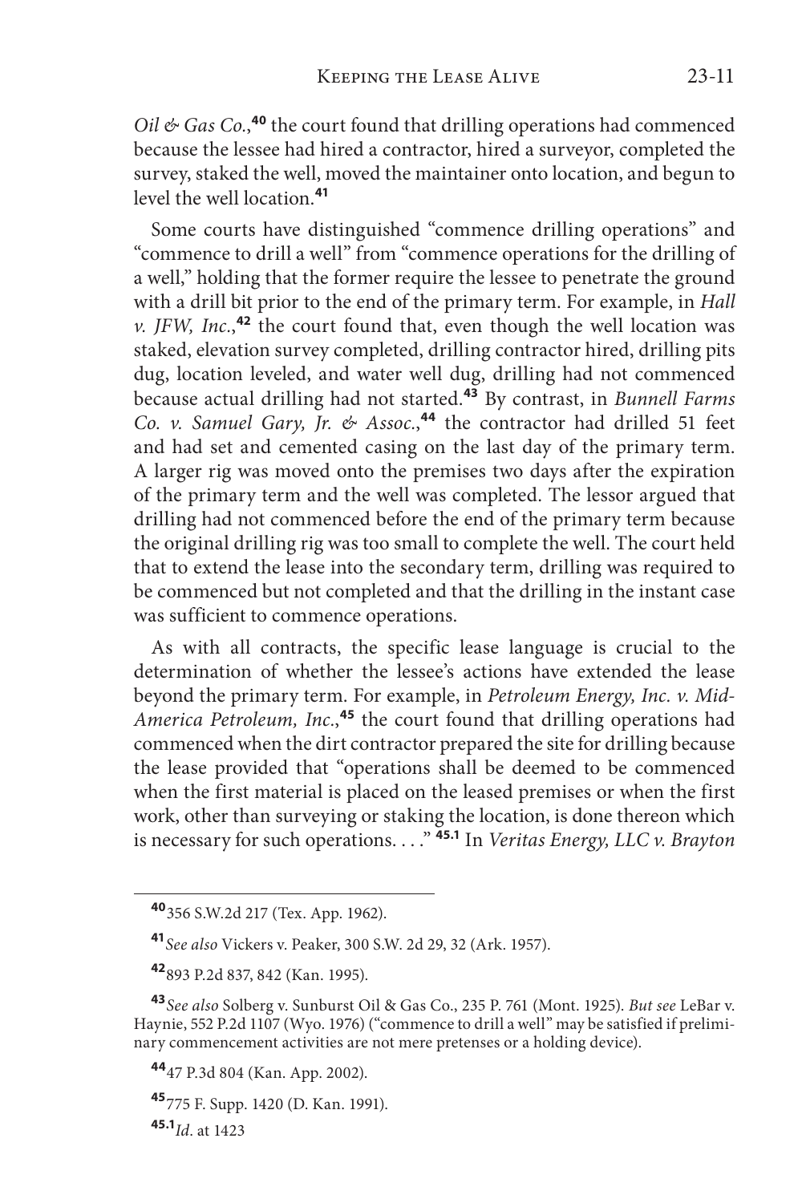*Oil & Gas Co.*,[40] the court found that drilling operations had commenced because the lessee had hired a contractor, hired a surveyor, completed the survey, staked the well, moved the maintainer onto location, and begun to level the well location.[41]

Some courts have distinguished "commence drilling operations" and "commence to drill a well" from "commence operations for the drilling of a well," holding that the former require the lessee to penetrate the ground with a drill bit prior to the end of the primary term. For example, in *Hall v. JFW, Inc.*,[42] the court found that, even though the well location was staked, elevation survey completed, drilling contractor hired, drilling pits dug, location leveled, and water well dug, drilling had not commenced because actual drilling had not started.[43] By contrast, in *Bunnell Farms Co. v. Samuel Gary, Jr. & Assoc.*,[44] the contractor had drilled 51 feet and had set and cemented casing on the last day of the primary term. A larger rig was moved onto the premises two days after the expiration of the primary term and the well was completed. The lessor argued that drilling had not commenced before the end of the primary term because the original drilling rig was too small to complete the well. The court held that to extend the lease into the secondary term, drilling was required to be commenced but not completed and that the drilling in the instant case was sufficient to commence operations.

As with all contracts, the specific lease language is crucial to the determination of whether the lessee's actions have extended the lease beyond the primary term. For example, in *Petroleum Energy, Inc. v. Mid-America Petroleum, Inc.*,[45] the court found that drilling operations had commenced when the dirt contractor prepared the site for drilling because the lease provided that "operations shall be deemed to be commenced when the first material is placed on the leased premises or when the first work, other than surveying or staking the location, is done thereon which is necessary for such operations. . . ."[45.1] In *Veritas Energy, LLC v. Brayton*

---

[40] 356 S.W.2d 217 (Tex. App. 1962).

[41] *See also* Vickers v. Peaker, 300 S.W. 2d 29, 32 (Ark. 1957).

[42] 893 P.2d 837, 842 (Kan. 1995).

[43] *See also* Solberg v. Sunburst Oil & Gas Co., 235 P. 761 (Mont. 1925). *But see* LeBar v. Haynie, 552 P.2d 1107 (Wyo. 1976) ("commence to drill a well" may be satisfied if preliminary commencement activities are not mere pretenses or a holding device).

[44] 47 P.3d 804 (Kan. App. 2002).

[45] 775 F. Supp. 1420 (D. Kan. 1991).

[45.1] *Id*. at 1423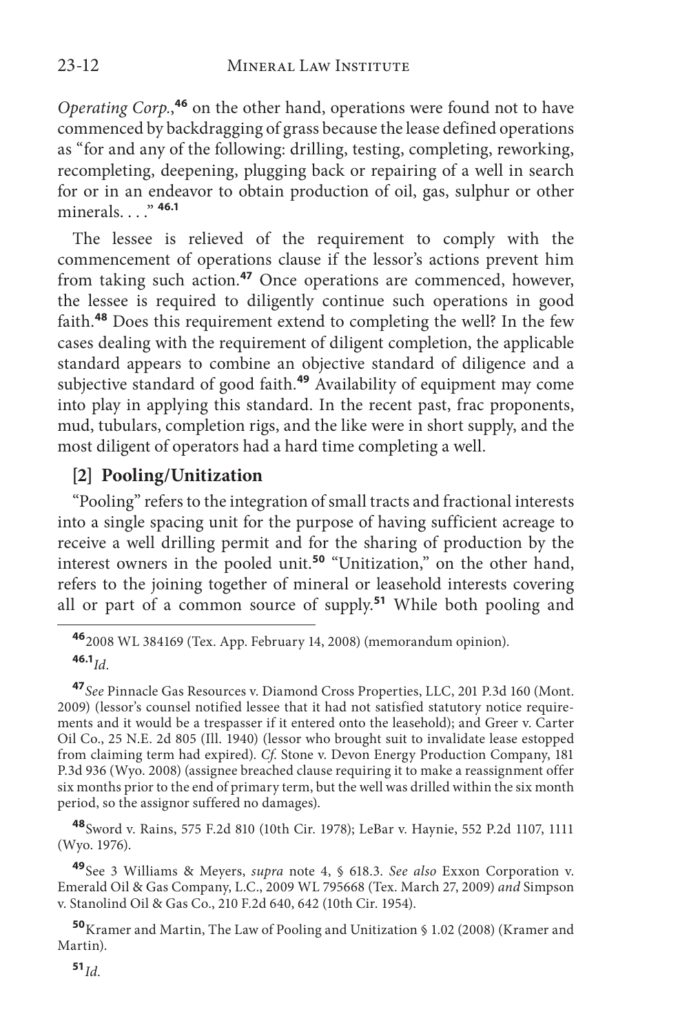*Operating Corp.*,[46] on the other hand, operations were found not to have commenced by backdragging of grass because the lease defined operations as "for and any of the following: drilling, testing, completing, reworking, recompleting, deepening, plugging back or repairing of a well in search for or in an endeavor to obtain production of oil, gas, sulphur or other minerals. . . ."[46.1]

The lessee is relieved of the requirement to comply with the commencement of operations clause if the lessor's actions prevent him from taking such action.[47] Once operations are commenced, however, the lessee is required to diligently continue such operations in good faith.[48] Does this requirement extend to completing the well? In the few cases dealing with the requirement of diligent completion, the applicable standard appears to combine an objective standard of diligence and a subjective standard of good faith.[49] Availability of equipment may come into play in applying this standard. In the recent past, frac proponents, mud, tubulars, completion rigs, and the like were in short supply, and the most diligent of operators had a hard time completing a well.

### [2] Pooling/Unitization

"Pooling" refers to the integration of small tracts and fractional interests into a single spacing unit for the purpose of having sufficient acreage to receive a well drilling permit and for the sharing of production by the interest owners in the pooled unit.[50] "Unitization," on the other hand, refers to the joining together of mineral or leasehold interests covering all or part of a common source of supply.[51] While both pooling and

---

[46] 2008 WL 384169 (Tex. App. February 14, 2008) (memorandum opinion).

[46.1] *Id.*

[47] *See* Pinnacle Gas Resources v. Diamond Cross Properties, LLC, 201 P.3d 160 (Mont. 2009) (lessor's counsel notified lessee that it had not satisfied statutory notice requirements and it would be a trespasser if it entered onto the leasehold); and Greer v. Carter Oil Co., 25 N.E. 2d 805 (Ill. 1940) (lessor who brought suit to invalidate lease estopped from claiming term had expired). *Cf.* Stone v. Devon Energy Production Company, 181 P.3d 936 (Wyo. 2008) (assignee breached clause requiring it to make a reassignment offer six months prior to the end of primary term, but the well was drilled within the six month period, so the assignor suffered no damages).

[48] Sword v. Rains, 575 F.2d 810 (10th Cir. 1978); LeBar v. Haynie, 552 P.2d 1107, 1111 (Wyo. 1976).

[49] See 3 Williams & Meyers, *supra* note 4, § 618.3. *See also* Exxon Corporation v. Emerald Oil & Gas Company, L.C., 2009 WL 795668 (Tex. March 27, 2009) *and* Simpson v. Stanolind Oil & Gas Co., 210 F.2d 640, 642 (10th Cir. 1954).

[50] Kramer and Martin, The Law of Pooling and Unitization § 1.02 (2008) (Kramer and Martin).

[51] *Id.*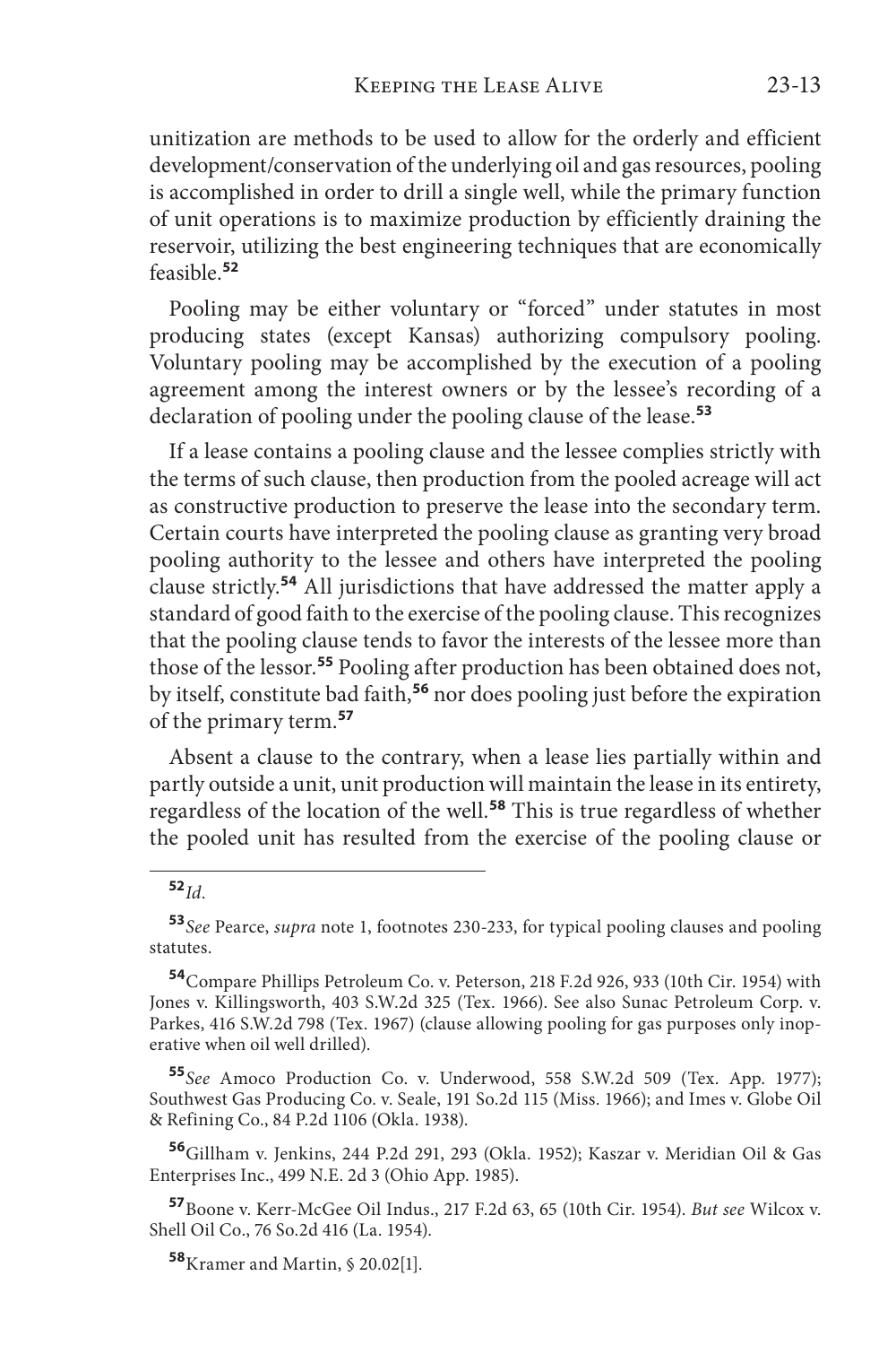unitization are methods to be used to allow for the orderly and efficient development/conservation of the underlying oil and gas resources, pooling is accomplished in order to drill a single well, while the primary function of unit operations is to maximize production by efficiently draining the reservoir, utilizing the best engineering techniques that are economically feasible.[52]

Pooling may be either voluntary or "forced" under statutes in most producing states (except Kansas) authorizing compulsory pooling. Voluntary pooling may be accomplished by the execution of a pooling agreement among the interest owners or by the lessee's recording of a declaration of pooling under the pooling clause of the lease.[53]

If a lease contains a pooling clause and the lessee complies strictly with the terms of such clause, then production from the pooled acreage will act as constructive production to preserve the lease into the secondary term. Certain courts have interpreted the pooling clause as granting very broad pooling authority to the lessee and others have interpreted the pooling clause strictly.[54] All jurisdictions that have addressed the matter apply a standard of good faith to the exercise of the pooling clause. This recognizes that the pooling clause tends to favor the interests of the lessee more than those of the lessor.[55] Pooling after production has been obtained does not, by itself, constitute bad faith,[56] nor does pooling just before the expiration of the primary term.[57]

Absent a clause to the contrary, when a lease lies partially within and partly outside a unit, unit production will maintain the lease in its entirety, regardless of the location of the well.[58] This is true regardless of whether the pooled unit has resulted from the exercise of the pooling clause or

---

[52] *Id*.

[53] *See* Pearce, *supra* note 1, footnotes 230-233, for typical pooling clauses and pooling statutes.

[54] Compare Phillips Petroleum Co. v. Peterson, 218 F.2d 926, 933 (10th Cir. 1954) with Jones v. Killingsworth, 403 S.W.2d 325 (Tex. 1966). See also Sunac Petroleum Corp. v. Parkes, 416 S.W.2d 798 (Tex. 1967) (clause allowing pooling for gas purposes only inoperative when oil well drilled).

[55] *See* Amoco Production Co. v. Underwood, 558 S.W.2d 509 (Tex. App. 1977); Southwest Gas Producing Co. v. Seale, 191 So.2d 115 (Miss. 1966); and Imes v. Globe Oil & Refining Co., 84 P.2d 1106 (Okla. 1938).

[56] Gillham v. Jenkins, 244 P.2d 291, 293 (Okla. 1952); Kaszar v. Meridian Oil & Gas Enterprises Inc., 499 N.E. 2d 3 (Ohio App. 1985).

[57] Boone v. Kerr-McGee Oil Indus., 217 F.2d 63, 65 (10th Cir. 1954). *But see* Wilcox v. Shell Oil Co., 76 So.2d 416 (La. 1954).

[58] Kramer and Martin, § 20.02[1].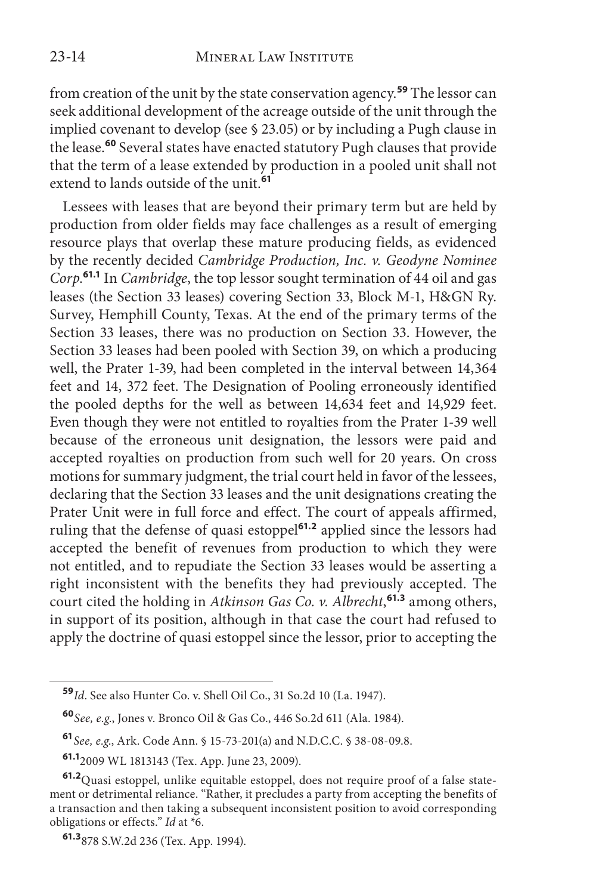from creation of the unit by the state conservation agency.[59] The lessor can seek additional development of the acreage outside of the unit through the implied covenant to develop (see § 23.05) or by including a Pugh clause in the lease.[60] Several states have enacted statutory Pugh clauses that provide that the term of a lease extended by production in a pooled unit shall not extend to lands outside of the unit.[61]

Lessees with leases that are beyond their primary term but are held by production from older fields may face challenges as a result of emerging resource plays that overlap these mature producing fields, as evidenced by the recently decided *Cambridge Production, Inc. v. Geodyne Nominee Corp.*[61.1] In *Cambridge*, the top lessor sought termination of 44 oil and gas leases (the Section 33 leases) covering Section 33, Block M-1, H&GN Ry. Survey, Hemphill County, Texas. At the end of the primary terms of the Section 33 leases, there was no production on Section 33. However, the Section 33 leases had been pooled with Section 39, on which a producing well, the Prater 1-39, had been completed in the interval between 14,364 feet and 14, 372 feet. The Designation of Pooling erroneously identified the pooled depths for the well as between 14,634 feet and 14,929 feet. Even though they were not entitled to royalties from the Prater 1-39 well because of the erroneous unit designation, the lessors were paid and accepted royalties on production from such well for 20 years. On cross motions for summary judgment, the trial court held in favor of the lessees, declaring that the Section 33 leases and the unit designations creating the Prater Unit were in full force and effect. The court of appeals affirmed, ruling that the defense of quasi estoppel[61.2] applied since the lessors had accepted the benefit of revenues from production to which they were not entitled, and to repudiate the Section 33 leases would be asserting a right inconsistent with the benefits they had previously accepted. The court cited the holding in *Atkinson Gas Co. v. Albrecht*,[61.3] among others, in support of its position, although in that case the court had refused to apply the doctrine of quasi estoppel since the lessor, prior to accepting the

---

[59] *Id.* See also Hunter Co. v. Shell Oil Co., 31 So.2d 10 (La. 1947).

[60] *See, e.g.*, Jones v. Bronco Oil & Gas Co., 446 So.2d 611 (Ala. 1984).

[61] *See, e.g.*, Ark. Code Ann. § 15-73-201(a) and N.D.C.C. § 38-08-09.8.

[61.1] 2009 WL 1813143 (Tex. App. June 23, 2009).

[61.2] Quasi estoppel, unlike equitable estoppel, does not require proof of a false statement or detrimental reliance. "Rather, it precludes a party from accepting the benefits of a transaction and then taking a subsequent inconsistent position to avoid corresponding obligations or effects." *Id* at *6.

[61.3] 878 S.W.2d 236 (Tex. App. 1994).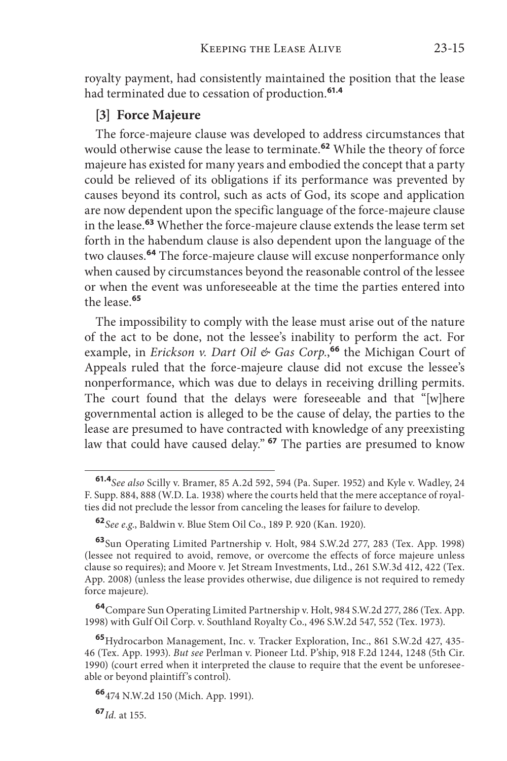royalty payment, had consistently maintained the position that the lease had terminated due to cessation of production.[61.4]

### [3] Force Majeure

The force-majeure clause was developed to address circumstances that would otherwise cause the lease to terminate.[62] While the theory of force majeure has existed for many years and embodied the concept that a party could be relieved of its obligations if its performance was prevented by causes beyond its control, such as acts of God, its scope and application are now dependent upon the specific language of the force-majeure clause in the lease.[63] Whether the force-majeure clause extends the lease term set forth in the habendum clause is also dependent upon the language of the two clauses.[64] The force-majeure clause will excuse nonperformance only when caused by circumstances beyond the reasonable control of the lessee or when the event was unforeseeable at the time the parties entered into the lease.[65]

The impossibility to comply with the lease must arise out of the nature of the act to be done, not the lessee's inability to perform the act. For example, in *Erickson v. Dart Oil & Gas Corp.*,[66] the Michigan Court of Appeals ruled that the force-majeure clause did not excuse the lessee's nonperformance, which was due to delays in receiving drilling permits. The court found that the delays were foreseeable and that "[w]here governmental action is alleged to be the cause of delay, the parties to the lease are presumed to have contracted with knowledge of any preexisting law that could have caused delay."[67] The parties are presumed to know

---

[61.4] *See also* Scilly v. Bramer, 85 A.2d 592, 594 (Pa. Super. 1952) and Kyle v. Wadley, 24 F. Supp. 884, 888 (W.D. La. 1938) where the courts held that the mere acceptance of royalties did not preclude the lessor from canceling the leases for failure to develop.

[62] *See e.g.*, Baldwin v. Blue Stem Oil Co., 189 P. 920 (Kan. 1920).

[63] Sun Operating Limited Partnership v. Holt, 984 S.W.2d 277, 283 (Tex. App. 1998) (lessee not required to avoid, remove, or overcome the effects of force majeure unless clause so requires); and Moore v. Jet Stream Investments, Ltd., 261 S.W.3d 412, 422 (Tex. App. 2008) (unless the lease provides otherwise, due diligence is not required to remedy force majeure).

[64] Compare Sun Operating Limited Partnership v. Holt, 984 S.W.2d 277, 286 (Tex. App. 1998) with Gulf Oil Corp. v. Southland Royalty Co., 496 S.W.2d 547, 552 (Tex. 1973).

[65] Hydrocarbon Management, Inc. v. Tracker Exploration, Inc., 861 S.W.2d 427, 435-46 (Tex. App. 1993). *But see* Perlman v. Pioneer Ltd. P'ship, 918 F.2d 1244, 1248 (5th Cir. 1990) (court erred when it interpreted the clause to require that the event be unforeseeable or beyond plaintiff's control).

[66] 474 N.W.2d 150 (Mich. App. 1991).

[67] *Id.* at 155.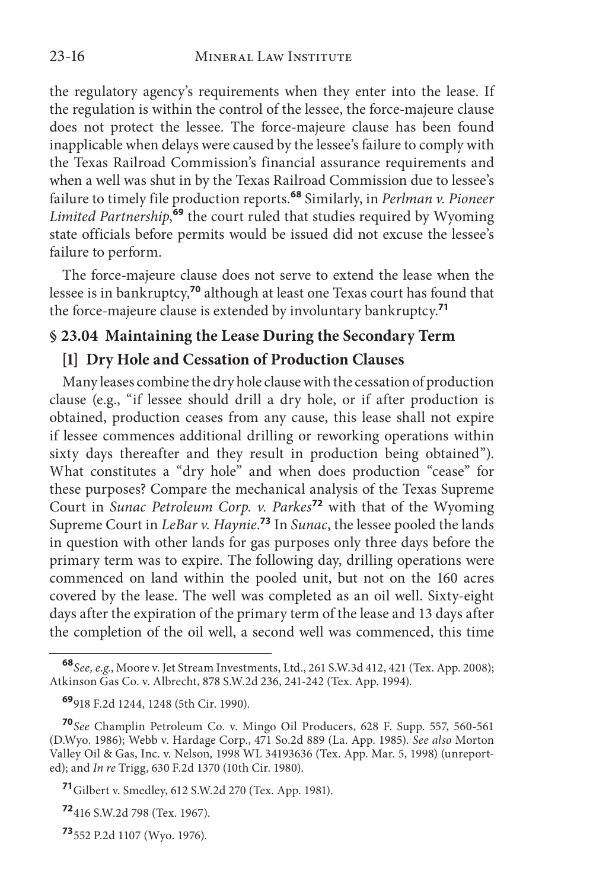the regulatory agency's requirements when they enter into the lease. If the regulation is within the control of the lessee, the force-majeure clause does not protect the lessee. The force-majeure clause has been found inapplicable when delays were caused by the lessee's failure to comply with the Texas Railroad Commission's financial assurance requirements and when a well was shut in by the Texas Railroad Commission due to lessee's failure to timely file production reports.[68] Similarly, in *Perlman v. Pioneer Limited Partnership*,[69] the court ruled that studies required by Wyoming state officials before permits would be issued did not excuse the lessee's failure to perform.

The force-majeure clause does not serve to extend the lease when the lessee is in bankruptcy,[70] although at least one Texas court has found that the force-majeure clause is extended by involuntary bankruptcy.[71]

## § 23.04 Maintaining the Lease During the Secondary Term

### [1] Dry Hole and Cessation of Production Clauses

Many leases combine the dry hole clause with the cessation of production clause (e.g., "if lessee should drill a dry hole, or if after production is obtained, production ceases from any cause, this lease shall not expire if lessee commences additional drilling or reworking operations within sixty days thereafter and they result in production being obtained"). What constitutes a "dry hole" and when does production "cease" for these purposes? Compare the mechanical analysis of the Texas Supreme Court in *Sunac Petroleum Corp. v. Parkes*[72] with that of the Wyoming Supreme Court in *LeBar v. Haynie*.[73] In *Sunac*, the lessee pooled the lands in question with other lands for gas purposes only three days before the primary term was to expire. The following day, drilling operations were commenced on land within the pooled unit, but not on the 160 acres covered by the lease. The well was completed as an oil well. Sixty-eight days after the expiration of the primary term of the lease and 13 days after the completion of the oil well, a second well was commenced, this time

---

[68] *See, e.g.*, Moore v. Jet Stream Investments, Ltd., 261 S.W.3d 412, 421 (Tex. App. 2008); Atkinson Gas Co. v. Albrecht, 878 S.W.2d 236, 241-242 (Tex. App. 1994).

[69] 918 F.2d 1244, 1248 (5th Cir. 1990).

[70] *See* Champlin Petroleum Co. v. Mingo Oil Producers, 628 F. Supp. 557, 560-561 (D.Wyo. 1986); Webb v. Hardage Corp., 471 So.2d 889 (La. App. 1985). *See also* Morton Valley Oil & Gas, Inc. v. Nelson, 1998 WL 34193636 (Tex. App. Mar. 5, 1998) (unreported); and *In re* Trigg, 630 F.2d 1370 (10th Cir. 1980).

[71] Gilbert v. Smedley, 612 S.W.2d 270 (Tex. App. 1981).

[72] 416 S.W.2d 798 (Tex. 1967).

[73] 552 P.2d 1107 (Wyo. 1976).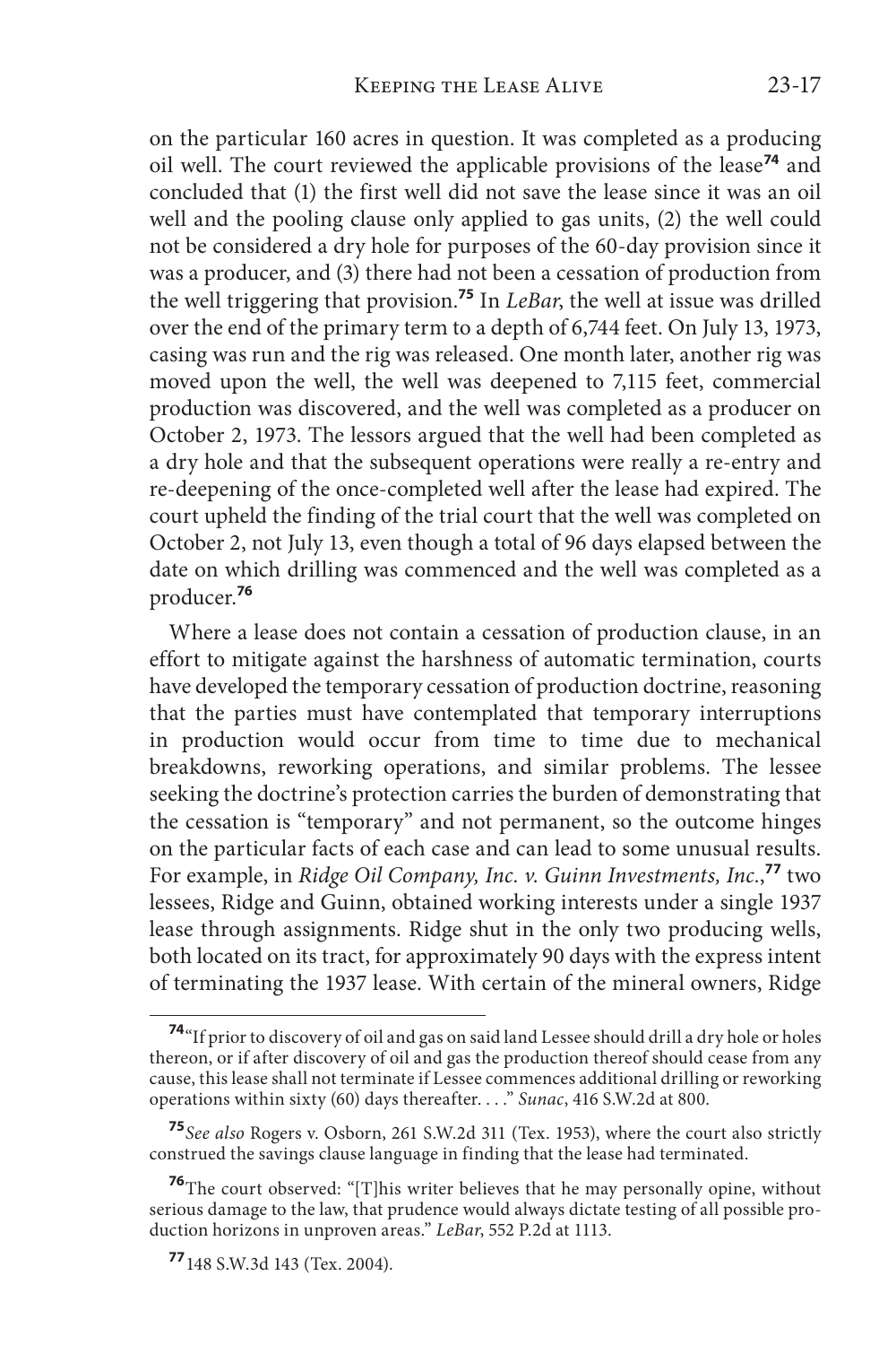on the particular 160 acres in question. It was completed as a producing oil well. The court reviewed the applicable provisions of the lease[74] and concluded that (1) the first well did not save the lease since it was an oil well and the pooling clause only applied to gas units, (2) the well could not be considered a dry hole for purposes of the 60-day provision since it was a producer, and (3) there had not been a cessation of production from the well triggering that provision.[75] In *LeBar*, the well at issue was drilled over the end of the primary term to a depth of 6,744 feet. On July 13, 1973, casing was run and the rig was released. One month later, another rig was moved upon the well, the well was deepened to 7,115 feet, commercial production was discovered, and the well was completed as a producer on October 2, 1973. The lessors argued that the well had been completed as a dry hole and that the subsequent operations were really a re-entry and re-deepening of the once-completed well after the lease had expired. The court upheld the finding of the trial court that the well was completed on October 2, not July 13, even though a total of 96 days elapsed between the date on which drilling was commenced and the well was completed as a producer.[76]

Where a lease does not contain a cessation of production clause, in an effort to mitigate against the harshness of automatic termination, courts have developed the temporary cessation of production doctrine, reasoning that the parties must have contemplated that temporary interruptions in production would occur from time to time due to mechanical breakdowns, reworking operations, and similar problems. The lessee seeking the doctrine's protection carries the burden of demonstrating that the cessation is "temporary" and not permanent, so the outcome hinges on the particular facts of each case and can lead to some unusual results. For example, in *Ridge Oil Company, Inc. v. Guinn Investments, Inc.*,[77] two lessees, Ridge and Guinn, obtained working interests under a single 1937 lease through assignments. Ridge shut in the only two producing wells, both located on its tract, for approximately 90 days with the express intent of terminating the 1937 lease. With certain of the mineral owners, Ridge

---

[74] "If prior to discovery of oil and gas on said land Lessee should drill a dry hole or holes thereon, or if after discovery of oil and gas the production thereof should cease from any cause, this lease shall not terminate if Lessee commences additional drilling or reworking operations within sixty (60) days thereafter. . . ." *Sunac*, 416 S.W.2d at 800.

[75] *See also* Rogers v. Osborn, 261 S.W.2d 311 (Tex. 1953), where the court also strictly construed the savings clause language in finding that the lease had terminated.

[76] The court observed: "[T]his writer believes that he may personally opine, without serious damage to the law, that prudence would always dictate testing of all possible production horizons in unproven areas." *LeBar*, 552 P.2d at 1113.

[77] 148 S.W.3d 143 (Tex. 2004).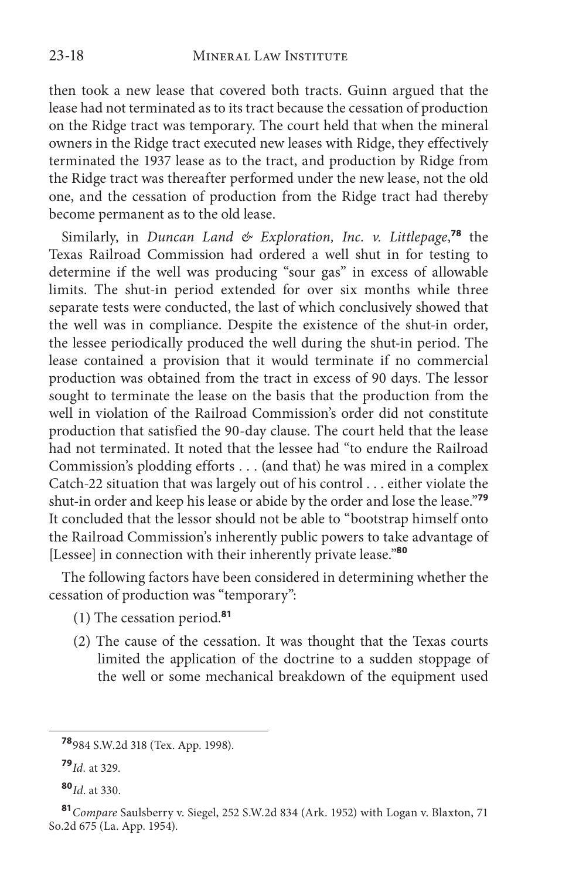then took a new lease that covered both tracts. Guinn argued that the lease had not terminated as to its tract because the cessation of production on the Ridge tract was temporary. The court held that when the mineral owners in the Ridge tract executed new leases with Ridge, they effectively terminated the 1937 lease as to the tract, and production by Ridge from the Ridge tract was thereafter performed under the new lease, not the old one, and the cessation of production from the Ridge tract had thereby become permanent as to the old lease.

Similarly, in *Duncan Land & Exploration, Inc. v. Littlepage*,**[78]** the Texas Railroad Commission had ordered a well shut in for testing to determine if the well was producing "sour gas" in excess of allowable limits. The shut-in period extended for over six months while three separate tests were conducted, the last of which conclusively showed that the well was in compliance. Despite the existence of the shut-in order, the lessee periodically produced the well during the shut-in period. The lease contained a provision that it would terminate if no commercial production was obtained from the tract in excess of 90 days. The lessor sought to terminate the lease on the basis that the production from the well in violation of the Railroad Commission's order did not constitute production that satisfied the 90-day clause. The court held that the lease had not terminated. It noted that the lessee had "to endure the Railroad Commission's plodding efforts . . . (and that) he was mired in a complex Catch-22 situation that was largely out of his control . . . either violate the shut-in order and keep his lease or abide by the order and lose the lease."**[79]** It concluded that the lessor should not be able to "bootstrap himself onto the Railroad Commission's inherently public powers to take advantage of [Lessee] in connection with their inherently private lease."**[80]**

The following factors have been considered in determining whether the cessation of production was "temporary":

(1) The cessation period.**[81]**

(2) The cause of the cessation. It was thought that the Texas courts limited the application of the doctrine to a sudden stoppage of the well or some mechanical breakdown of the equipment used

---

**[78]** 984 S.W.2d 318 (Tex. App. 1998).

**[79]** *Id*. at 329.

**[80]** *Id*. at 330.

**[81]** *Compare* Saulsberry v. Siegel, 252 S.W.2d 834 (Ark. 1952) with Logan v. Blaxton, 71 So.2d 675 (La. App. 1954).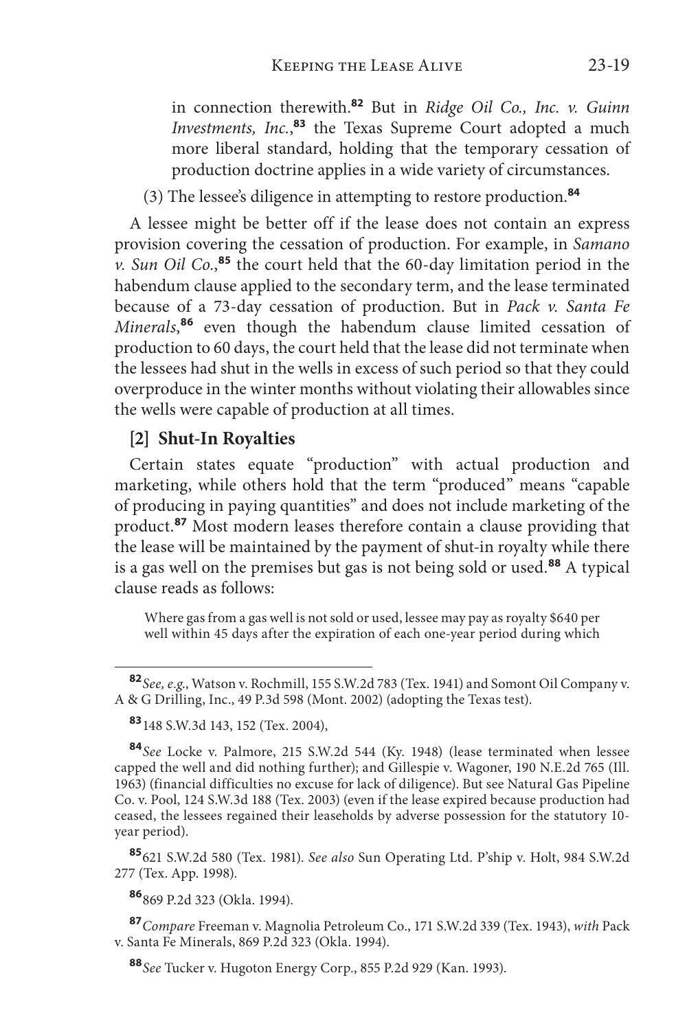in connection therewith.[82] But in *Ridge Oil Co., Inc. v. Guinn Investments, Inc.*,[83] the Texas Supreme Court adopted a much more liberal standard, holding that the temporary cessation of production doctrine applies in a wide variety of circumstances.

(3) The lessee's diligence in attempting to restore production.[84]

A lessee might be better off if the lease does not contain an express provision covering the cessation of production. For example, in *Samano v. Sun Oil Co.*,[85] the court held that the 60-day limitation period in the habendum clause applied to the secondary term, and the lease terminated because of a 73-day cessation of production. But in *Pack v. Santa Fe Minerals*,[86] even though the habendum clause limited cessation of production to 60 days, the court held that the lease did not terminate when the lessees had shut in the wells in excess of such period so that they could overproduce in the winter months without violating their allowables since the wells were capable of production at all times.

### [2] Shut-In Royalties

Certain states equate "production" with actual production and marketing, while others hold that the term "produced" means "capable of producing in paying quantities" and does not include marketing of the product.[87] Most modern leases therefore contain a clause providing that the lease will be maintained by the payment of shut-in royalty while there is a gas well on the premises but gas is not being sold or used.[88] A typical clause reads as follows:

> Where gas from a gas well is not sold or used, lessee may pay as royalty $640 per well within 45 days after the expiration of each one-year period during which

---

[82] *See, e.g.*, Watson v. Rochmill, 155 S.W.2d 783 (Tex. 1941) and Somont Oil Company v. A & G Drilling, Inc., 49 P.3d 598 (Mont. 2002) (adopting the Texas test).

[83] 148 S.W.3d 143, 152 (Tex. 2004),

[84] *See* Locke v. Palmore, 215 S.W.2d 544 (Ky. 1948) (lease terminated when lessee capped the well and did nothing further); and Gillespie v. Wagoner, 190 N.E.2d 765 (Ill. 1963) (financial difficulties no excuse for lack of diligence). But see Natural Gas Pipeline Co. v. Pool, 124 S.W.3d 188 (Tex. 2003) (even if the lease expired because production had ceased, the lessees regained their leaseholds by adverse possession for the statutory 10-year period).

[85] 621 S.W.2d 580 (Tex. 1981). *See also* Sun Operating Ltd. P'ship v. Holt, 984 S.W.2d 277 (Tex. App. 1998).

[86] 869 P.2d 323 (Okla. 1994).

[87] *Compare* Freeman v. Magnolia Petroleum Co., 171 S.W.2d 339 (Tex. 1943), *with* Pack v. Santa Fe Minerals, 869 P.2d 323 (Okla. 1994).

[88] *See* Tucker v. Hugoton Energy Corp., 855 P.2d 929 (Kan. 1993).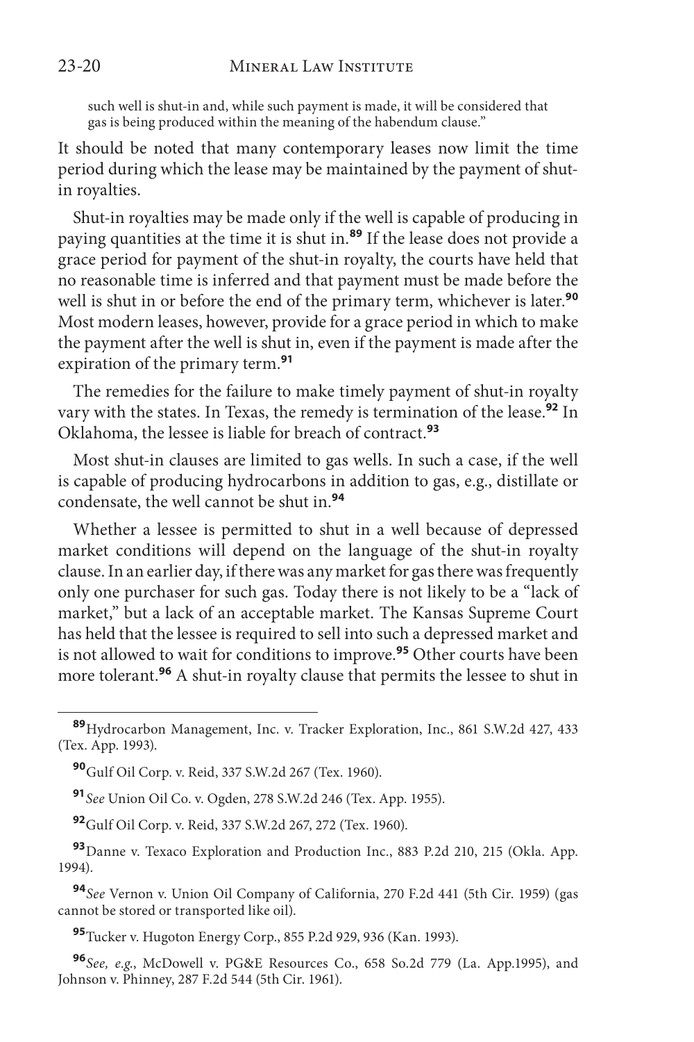> such well is shut-in and, while such payment is made, it will be considered that gas is being produced within the meaning of the habendum clause."

It should be noted that many contemporary leases now limit the time period during which the lease may be maintained by the payment of shut-in royalties.

Shut-in royalties may be made only if the well is capable of producing in paying quantities at the time it is shut in.[89] If the lease does not provide a grace period for payment of the shut-in royalty, the courts have held that no reasonable time is inferred and that payment must be made before the well is shut in or before the end of the primary term, whichever is later.[90] Most modern leases, however, provide for a grace period in which to make the payment after the well is shut in, even if the payment is made after the expiration of the primary term.[91]

The remedies for the failure to make timely payment of shut-in royalty vary with the states. In Texas, the remedy is termination of the lease.[92] In Oklahoma, the lessee is liable for breach of contract.[93]

Most shut-in clauses are limited to gas wells. In such a case, if the well is capable of producing hydrocarbons in addition to gas, e.g., distillate or condensate, the well cannot be shut in.[94]

Whether a lessee is permitted to shut in a well because of depressed market conditions will depend on the language of the shut-in royalty clause. In an earlier day, if there was any market for gas there was frequently only one purchaser for such gas. Today there is not likely to be a "lack of market," but a lack of an acceptable market. The Kansas Supreme Court has held that the lessee is required to sell into such a depressed market and is not allowed to wait for conditions to improve.[95] Other courts have been more tolerant.[96] A shut-in royalty clause that permits the lessee to shut in

---

[89] Hydrocarbon Management, Inc. v. Tracker Exploration, Inc., 861 S.W.2d 427, 433 (Tex. App. 1993).

[90] Gulf Oil Corp. v. Reid, 337 S.W.2d 267 (Tex. 1960).

[91] *See* Union Oil Co. v. Ogden, 278 S.W.2d 246 (Tex. App. 1955).

[92] Gulf Oil Corp. v. Reid, 337 S.W.2d 267, 272 (Tex. 1960).

[93] Danne v. Texaco Exploration and Production Inc., 883 P.2d 210, 215 (Okla. App. 1994).

[94] *See* Vernon v. Union Oil Company of California, 270 F.2d 441 (5th Cir. 1959) (gas cannot be stored or transported like oil).

[95] Tucker v. Hugoton Energy Corp., 855 P.2d 929, 936 (Kan. 1993).

[96] *See, e.g.*, McDowell v. PG&E Resources Co., 658 So.2d 779 (La. App.1995), and Johnson v. Phinney, 287 F.2d 544 (5th Cir. 1961).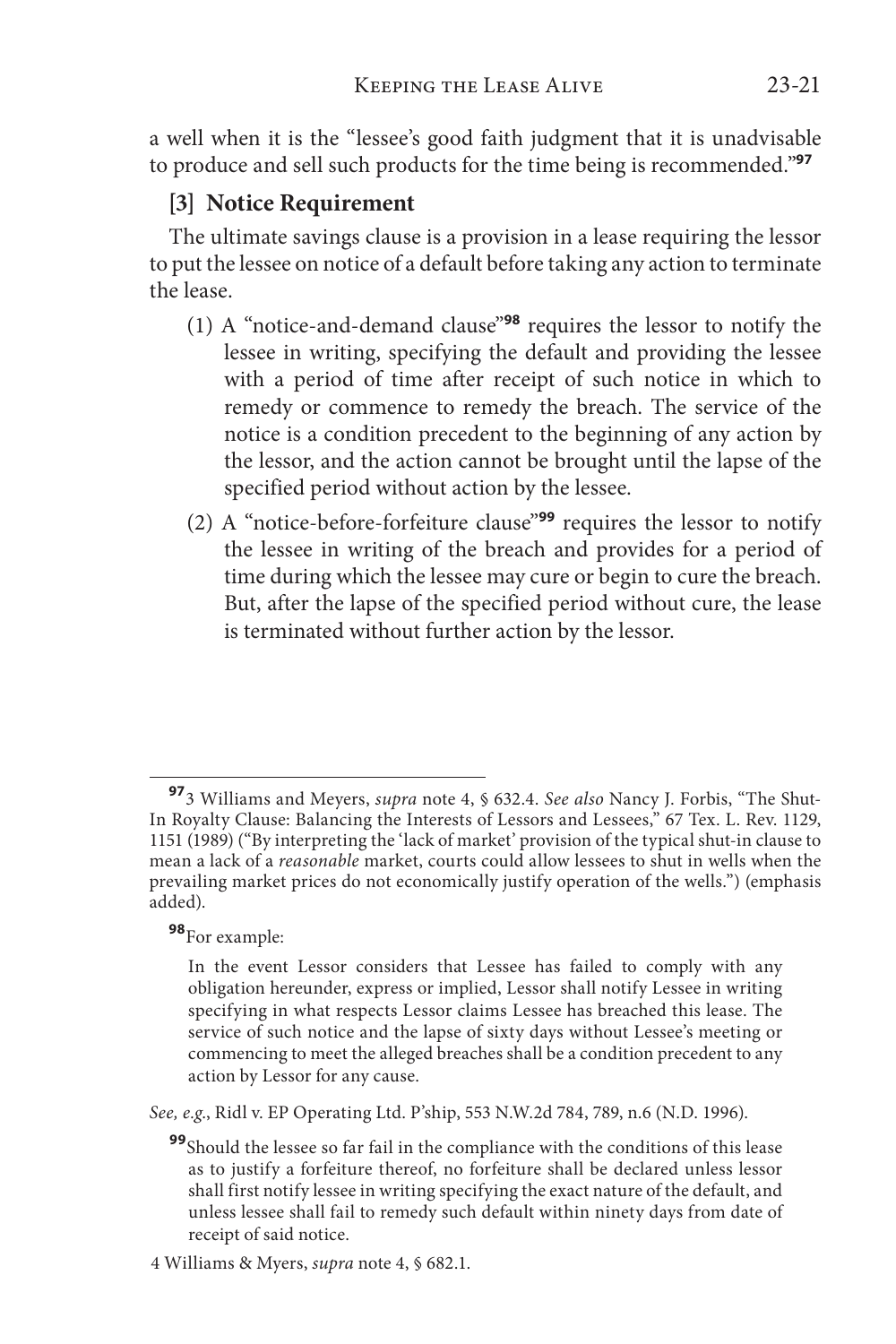a well when it is the "lessee's good faith judgment that it is unadvisable to produce and sell such products for the time being is recommended."[97]

### [3] Notice Requirement

The ultimate savings clause is a provision in a lease requiring the lessor to put the lessee on notice of a default before taking any action to terminate the lease.

(1) A "notice-and-demand clause"[98] requires the lessor to notify the lessee in writing, specifying the default and providing the lessee with a period of time after receipt of such notice in which to remedy or commence to remedy the breach. The service of the notice is a condition precedent to the beginning of any action by the lessor, and the action cannot be brought until the lapse of the specified period without action by the lessee.

(2) A "notice-before-forfeiture clause"[99] requires the lessor to notify the lessee in writing of the breach and provides for a period of time during which the lessee may cure or begin to cure the breach. But, after the lapse of the specified period without cure, the lease is terminated without further action by the lessor.

---

[97] 3 Williams and Meyers, *supra* note 4, § 632.4. *See also* Nancy J. Forbis, "The Shut-In Royalty Clause: Balancing the Interests of Lessors and Lessees," 67 Tex. L. Rev. 1129, 1151 (1989) ("By interpreting the 'lack of market' provision of the typical shut-in clause to mean a lack of a *reasonable* market, courts could allow lessees to shut in wells when the prevailing market prices do not economically justify operation of the wells.") (emphasis added).

[98] For example:

> In the event Lessor considers that Lessee has failed to comply with any obligation hereunder, express or implied, Lessor shall notify Lessee in writing specifying in what respects Lessor claims Lessee has breached this lease. The service of such notice and the lapse of sixty days without Lessee's meeting or commencing to meet the alleged breaches shall be a condition precedent to any action by Lessor for any cause.

*See, e.g.*, Ridl v. EP Operating Ltd. P'ship, 553 N.W.2d 784, 789, n.6 (N.D. 1996).

[99] Should the lessee so far fail in the compliance with the conditions of this lease as to justify a forfeiture thereof, no forfeiture shall be declared unless lessor shall first notify lessee in writing specifying the exact nature of the default, and unless lessee shall fail to remedy such default within ninety days from date of receipt of said notice.

4 Williams & Meyers, *supra* note 4, § 682.1.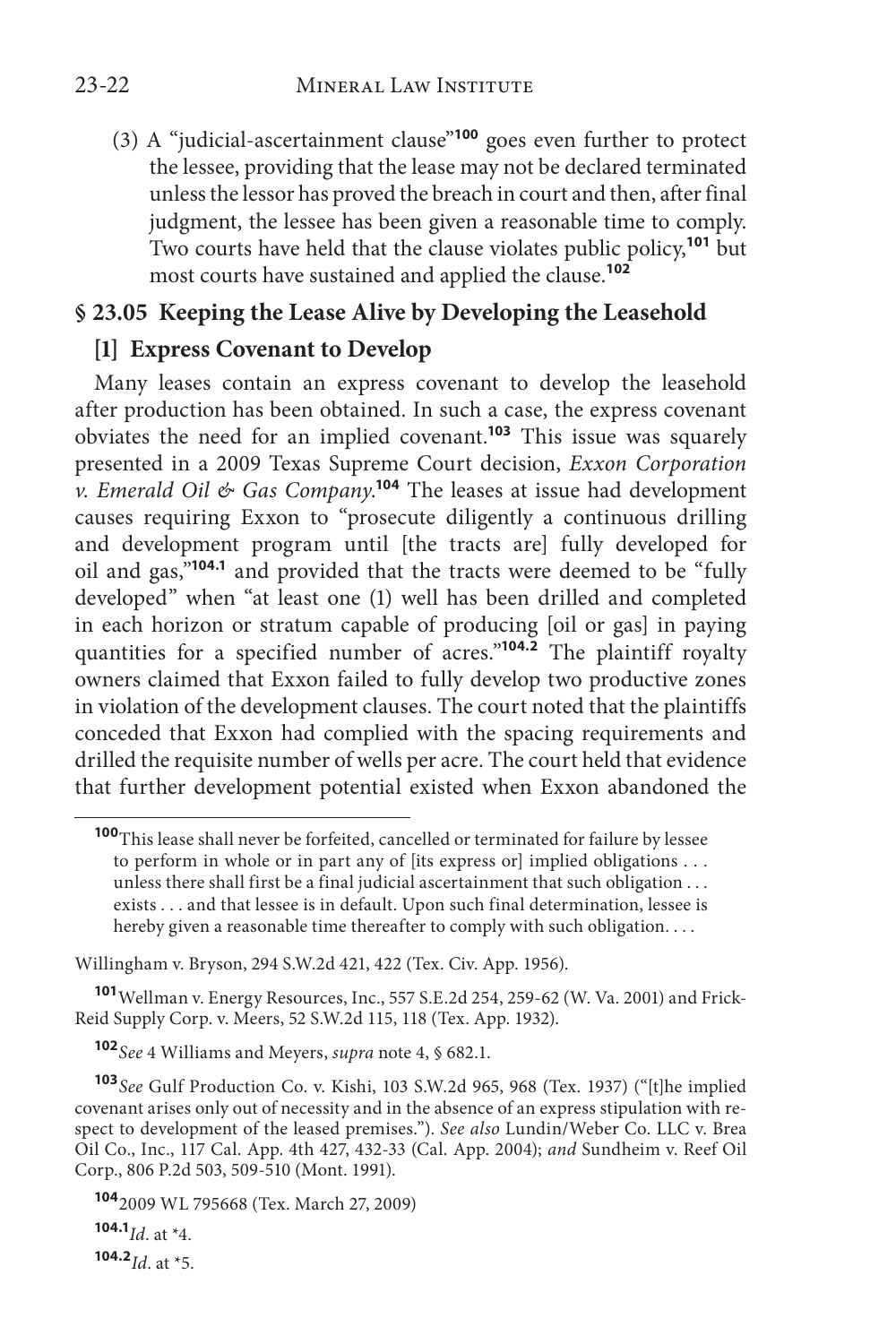(3) A "judicial-ascertainment clause"[100] goes even further to protect the lessee, providing that the lease may not be declared terminated unless the lessor has proved the breach in court and then, after final judgment, the lessee has been given a reasonable time to comply. Two courts have held that the clause violates public policy,[101] but most courts have sustained and applied the clause.[102]

## § 23.05 Keeping the Lease Alive by Developing the Leasehold

### [1] Express Covenant to Develop

Many leases contain an express covenant to develop the leasehold after production has been obtained. In such a case, the express covenant obviates the need for an implied covenant.[103] This issue was squarely presented in a 2009 Texas Supreme Court decision, *Exxon Corporation v. Emerald Oil & Gas Company*.[104] The leases at issue had development causes requiring Exxon to "prosecute diligently a continuous drilling and development program until [the tracts are] fully developed for oil and gas,"[104.1] and provided that the tracts were deemed to be "fully developed" when "at least one (1) well has been drilled and completed in each horizon or stratum capable of producing [oil or gas] in paying quantities for a specified number of acres."[104.2] The plaintiff royalty owners claimed that Exxon failed to fully develop two productive zones in violation of the development clauses. The court noted that the plaintiffs conceded that Exxon had complied with the spacing requirements and drilled the requisite number of wells per acre. The court held that evidence that further development potential existed when Exxon abandoned the

---

[100] This lease shall never be forfeited, cancelled or terminated for failure by lessee to perform in whole or in part any of [its express or] implied obligations . . . unless there shall first be a final judicial ascertainment that such obligation . . . exists . . . and that lessee is in default. Upon such final determination, lessee is hereby given a reasonable time thereafter to comply with such obligation. . . .

Willingham v. Bryson, 294 S.W.2d 421, 422 (Tex. Civ. App. 1956).

[101] Wellman v. Energy Resources, Inc., 557 S.E.2d 254, 259-62 (W. Va. 2001) and Frick-Reid Supply Corp. v. Meers, 52 S.W.2d 115, 118 (Tex. App. 1932).

[102] *See* 4 Williams and Meyers, *supra* note 4, § 682.1.

[103] *See* Gulf Production Co. v. Kishi, 103 S.W.2d 965, 968 (Tex. 1937) ("[t]he implied covenant arises only out of necessity and in the absence of an express stipulation with respect to development of the leased premises."). *See also* Lundin/Weber Co. LLC v. Brea Oil Co., Inc., 117 Cal. App. 4th 427, 432-33 (Cal. App. 2004); *and* Sundheim v. Reef Oil Corp., 806 P.2d 503, 509-510 (Mont. 1991).

[104] 2009 WL 795668 (Tex. March 27, 2009)

[104.1] *Id*. at *4.

[104.2] *Id*. at *5.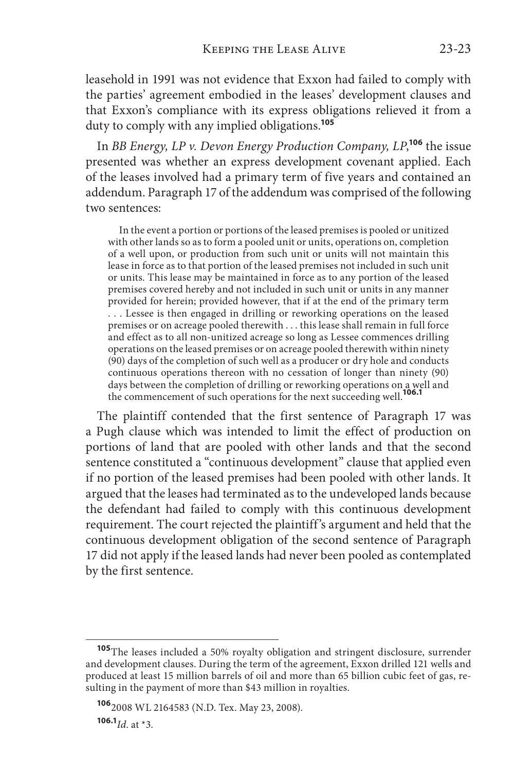leasehold in 1991 was not evidence that Exxon had failed to comply with the parties' agreement embodied in the leases' development clauses and that Exxon's compliance with its express obligations relieved it from a duty to comply with any implied obligations.[105]

In *BB Energy, LP v. Devon Energy Production Company, LP*,[106] the issue presented was whether an express development covenant applied. Each of the leases involved had a primary term of five years and contained an addendum. Paragraph 17 of the addendum was comprised of the following two sentences:

> In the event a portion or portions of the leased premises is pooled or unitized with other lands so as to form a pooled unit or units, operations on, completion of a well upon, or production from such unit or units will not maintain this lease in force as to that portion of the leased premises not included in such unit or units. This lease may be maintained in force as to any portion of the leased premises covered hereby and not included in such unit or units in any manner provided for herein; provided however, that if at the end of the primary term . . . Lessee is then engaged in drilling or reworking operations on the leased premises or on acreage pooled therewith . . . this lease shall remain in full force and effect as to all non-unitized acreage so long as Lessee commences drilling operations on the leased premises or on acreage pooled therewith within ninety (90) days of the completion of such well as a producer or dry hole and conducts continuous operations thereon with no cessation of longer than ninety (90) days between the completion of drilling or reworking operations on a well and the commencement of such operations for the next succeeding well.[106.1]

The plaintiff contended that the first sentence of Paragraph 17 was a Pugh clause which was intended to limit the effect of production on portions of land that are pooled with other lands and that the second sentence constituted a "continuous development" clause that applied even if no portion of the leased premises had been pooled with other lands. It argued that the leases had terminated as to the undeveloped lands because the defendant had failed to comply with this continuous development requirement. The court rejected the plaintiff's argument and held that the continuous development obligation of the second sentence of Paragraph 17 did not apply if the leased lands had never been pooled as contemplated by the first sentence.

---

[105] The leases included a 50% royalty obligation and stringent disclosure, surrender and development clauses. During the term of the agreement, Exxon drilled 121 wells and produced at least 15 million barrels of oil and more than 65 billion cubic feet of gas, resulting in the payment of more than $43 million in royalties.

[106] 2008 WL 2164583 (N.D. Tex. May 23, 2008).

[106.1] *Id.* at *3.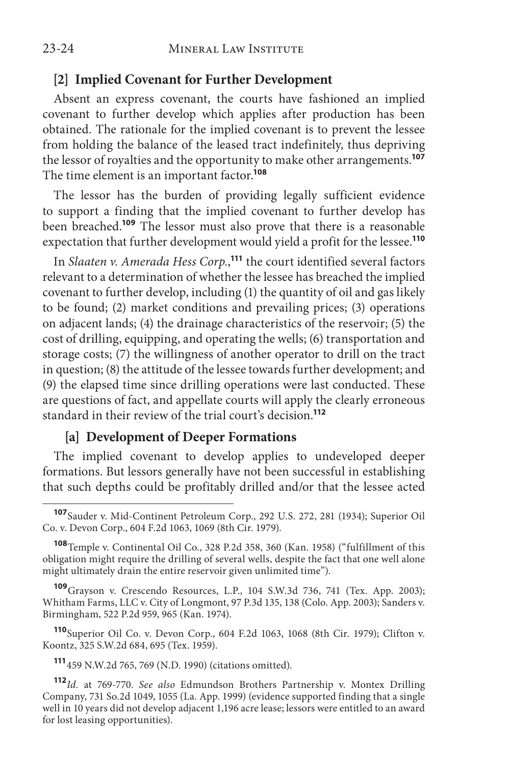### [2] Implied Covenant for Further Development

Absent an express covenant, the courts have fashioned an implied covenant to further develop which applies after production has been obtained. The rationale for the implied covenant is to prevent the lessee from holding the balance of the leased tract indefinitely, thus depriving the lessor of royalties and the opportunity to make other arrangements.[107] The time element is an important factor.[108]

The lessor has the burden of providing legally sufficient evidence to support a finding that the implied covenant to further develop has been breached.[109] The lessor must also prove that there is a reasonable expectation that further development would yield a profit for the lessee.[110]

In *Slaaten v. Amerada Hess Corp.*,[111] the court identified several factors relevant to a determination of whether the lessee has breached the implied covenant to further develop, including (1) the quantity of oil and gas likely to be found; (2) market conditions and prevailing prices; (3) operations on adjacent lands; (4) the drainage characteristics of the reservoir; (5) the cost of drilling, equipping, and operating the wells; (6) transportation and storage costs; (7) the willingness of another operator to drill on the tract in question; (8) the attitude of the lessee towards further development; and (9) the elapsed time since drilling operations were last conducted. These are questions of fact, and appellate courts will apply the clearly erroneous standard in their review of the trial court's decision.[112]

#### [a] Development of Deeper Formations

The implied covenant to develop applies to undeveloped deeper formations. But lessors generally have not been successful in establishing that such depths could be profitably drilled and/or that the lessee acted

---

[107] Sauder v. Mid-Continent Petroleum Corp., 292 U.S. 272, 281 (1934); Superior Oil Co. v. Devon Corp., 604 F.2d 1063, 1069 (8th Cir. 1979).

[108] Temple v. Continental Oil Co., 328 P.2d 358, 360 (Kan. 1958) ("fulfillment of this obligation might require the drilling of several wells, despite the fact that one well alone might ultimately drain the entire reservoir given unlimited time").

[109] Grayson v. Crescendo Resources, L.P., 104 S.W.3d 736, 741 (Tex. App. 2003); Whitham Farms, LLC v. City of Longmont, 97 P.3d 135, 138 (Colo. App. 2003); Sanders v. Birmingham, 522 P.2d 959, 965 (Kan. 1974).

[110] Superior Oil Co. v. Devon Corp., 604 F.2d 1063, 1068 (8th Cir. 1979); Clifton v. Koontz, 325 S.W.2d 684, 695 (Tex. 1959).

[111] 459 N.W.2d 765, 769 (N.D. 1990) (citations omitted).

[112] *Id.* at 769-770. *See also* Edmundson Brothers Partnership v. Montex Drilling Company, 731 So.2d 1049, 1055 (La. App. 1999) (evidence supported finding that a single well in 10 years did not develop adjacent 1,196 acre lease; lessors were entitled to an award for lost leasing opportunities).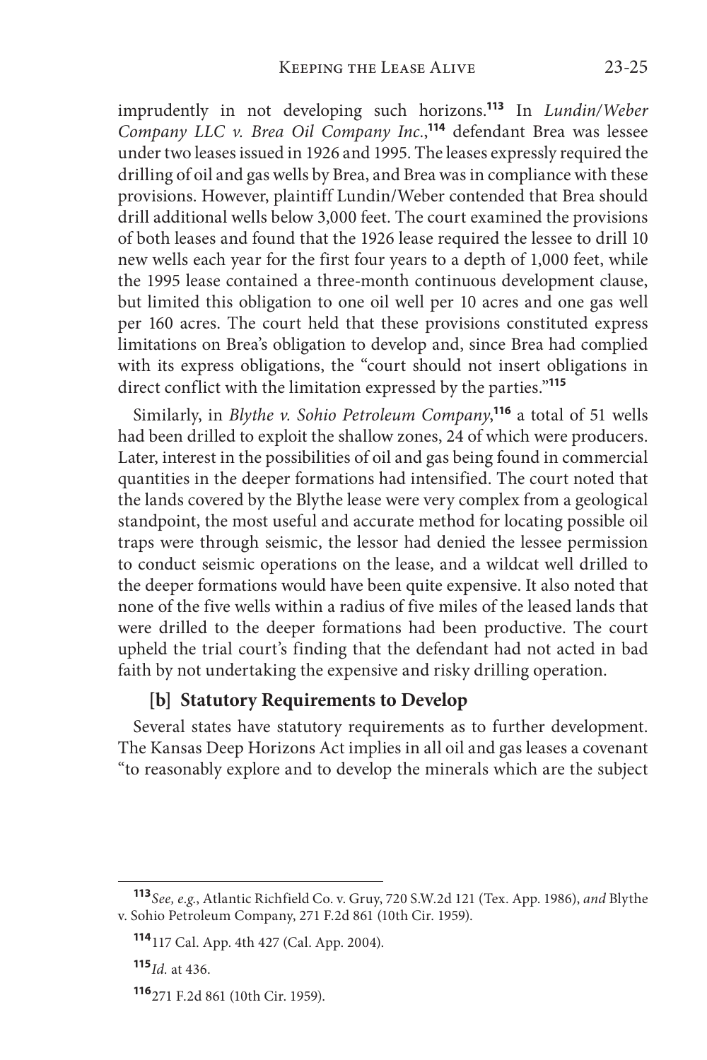imprudently in not developing such horizons.[113] In *Lundin/Weber Company LLC v. Brea Oil Company Inc.*,[114] defendant Brea was lessee under two leases issued in 1926 and 1995. The leases expressly required the drilling of oil and gas wells by Brea, and Brea was in compliance with these provisions. However, plaintiff Lundin/Weber contended that Brea should drill additional wells below 3,000 feet. The court examined the provisions of both leases and found that the 1926 lease required the lessee to drill 10 new wells each year for the first four years to a depth of 1,000 feet, while the 1995 lease contained a three-month continuous development clause, but limited this obligation to one oil well per 10 acres and one gas well per 160 acres. The court held that these provisions constituted express limitations on Brea's obligation to develop and, since Brea had complied with its express obligations, the "court should not insert obligations in direct conflict with the limitation expressed by the parties."[115]

Similarly, in *Blythe v. Sohio Petroleum Company*,[116] a total of 51 wells had been drilled to exploit the shallow zones, 24 of which were producers. Later, interest in the possibilities of oil and gas being found in commercial quantities in the deeper formations had intensified. The court noted that the lands covered by the Blythe lease were very complex from a geological standpoint, the most useful and accurate method for locating possible oil traps were through seismic, the lessor had denied the lessee permission to conduct seismic operations on the lease, and a wildcat well drilled to the deeper formations would have been quite expensive. It also noted that none of the five wells within a radius of five miles of the leased lands that were drilled to the deeper formations had been productive. The court upheld the trial court's finding that the defendant had not acted in bad faith by not undertaking the expensive and risky drilling operation.

### [b] Statutory Requirements to Develop

Several states have statutory requirements as to further development. The Kansas Deep Horizons Act implies in all oil and gas leases a covenant "to reasonably explore and to develop the minerals which are the subject

---

[113] *See, e.g.*, Atlantic Richfield Co. v. Gruy, 720 S.W.2d 121 (Tex. App. 1986), *and* Blythe v. Sohio Petroleum Company, 271 F.2d 861 (10th Cir. 1959).

[114] 117 Cal. App. 4th 427 (Cal. App. 2004).

[115] *Id.* at 436.

[116] 271 F.2d 861 (10th Cir. 1959).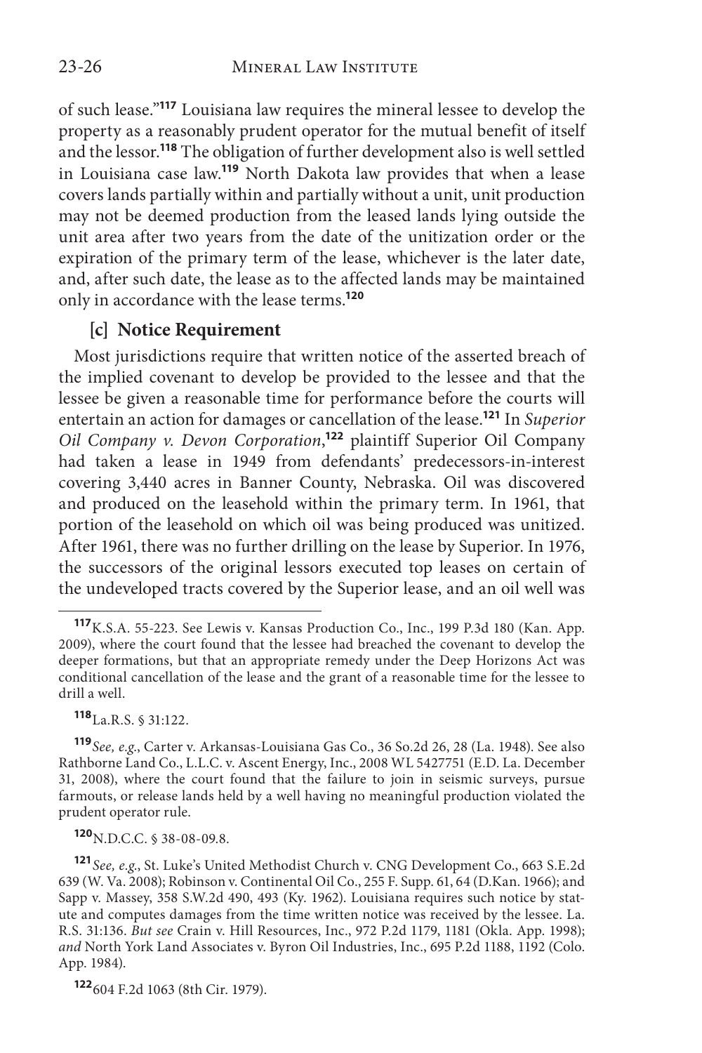of such lease."[117] Louisiana law requires the mineral lessee to develop the property as a reasonably prudent operator for the mutual benefit of itself and the lessor.[118] The obligation of further development also is well settled in Louisiana case law.[119] North Dakota law provides that when a lease covers lands partially within and partially without a unit, unit production may not be deemed production from the leased lands lying outside the unit area after two years from the date of the unitization order or the expiration of the primary term of the lease, whichever is the later date, and, after such date, the lease as to the affected lands may be maintained only in accordance with the lease terms.[120]

### [c] Notice Requirement

Most jurisdictions require that written notice of the asserted breach of the implied covenant to develop be provided to the lessee and that the lessee be given a reasonable time for performance before the courts will entertain an action for damages or cancellation of the lease.[121] In *Superior Oil Company v. Devon Corporation*,[122] plaintiff Superior Oil Company had taken a lease in 1949 from defendants' predecessors-in-interest covering 3,440 acres in Banner County, Nebraska. Oil was discovered and produced on the leasehold within the primary term. In 1961, that portion of the leasehold on which oil was being produced was unitized. After 1961, there was no further drilling on the lease by Superior. In 1976, the successors of the original lessors executed top leases on certain of the undeveloped tracts covered by the Superior lease, and an oil well was

---

[117] K.S.A. 55-223. See Lewis v. Kansas Production Co., Inc., 199 P.3d 180 (Kan. App. 2009), where the court found that the lessee had breached the covenant to develop the deeper formations, but that an appropriate remedy under the Deep Horizons Act was conditional cancellation of the lease and the grant of a reasonable time for the lessee to drill a well.

[118] La.R.S. § 31:122.

[119] *See, e.g.*, Carter v. Arkansas-Louisiana Gas Co., 36 So.2d 26, 28 (La. 1948). See also Rathborne Land Co., L.L.C. v. Ascent Energy, Inc., 2008 WL 5427751 (E.D. La. December 31, 2008), where the court found that the failure to join in seismic surveys, pursue farmouts, or release lands held by a well having no meaningful production violated the prudent operator rule.

[120] N.D.C.C. § 38-08-09.8.

[121] *See, e.g.*, St. Luke's United Methodist Church v. CNG Development Co., 663 S.E.2d 639 (W. Va. 2008); Robinson v. Continental Oil Co., 255 F. Supp. 61, 64 (D.Kan. 1966); and Sapp v. Massey, 358 S.W.2d 490, 493 (Ky. 1962). Louisiana requires such notice by statute and computes damages from the time written notice was received by the lessee. La. R.S. 31:136. *But see* Crain v. Hill Resources, Inc., 972 P.2d 1179, 1181 (Okla. App. 1998); *and* North York Land Associates v. Byron Oil Industries, Inc., 695 P.2d 1188, 1192 (Colo. App. 1984).

[122] 604 F.2d 1063 (8th Cir. 1979).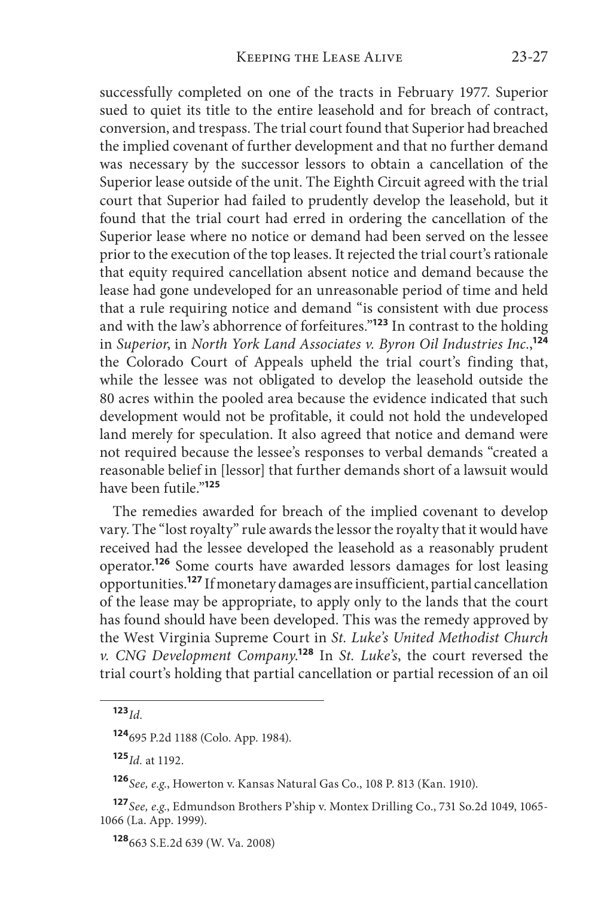successfully completed on one of the tracts in February 1977. Superior sued to quiet its title to the entire leasehold and for breach of contract, conversion, and trespass. The trial court found that Superior had breached the implied covenant of further development and that no further demand was necessary by the successor lessors to obtain a cancellation of the Superior lease outside of the unit. The Eighth Circuit agreed with the trial court that Superior had failed to prudently develop the leasehold, but it found that the trial court had erred in ordering the cancellation of the Superior lease where no notice or demand had been served on the lessee prior to the execution of the top leases. It rejected the trial court's rationale that equity required cancellation absent notice and demand because the lease had gone undeveloped for an unreasonable period of time and held that a rule requiring notice and demand "is consistent with due process and with the law's abhorrence of forfeitures."[123] In contrast to the holding in *Superior*, in *North York Land Associates v. Byron Oil Industries Inc.*,[124] the Colorado Court of Appeals upheld the trial court's finding that, while the lessee was not obligated to develop the leasehold outside the 80 acres within the pooled area because the evidence indicated that such development would not be profitable, it could not hold the undeveloped land merely for speculation. It also agreed that notice and demand were not required because the lessee's responses to verbal demands "created a reasonable belief in [lessor] that further demands short of a lawsuit would have been futile."[125]

The remedies awarded for breach of the implied covenant to develop vary. The "lost royalty" rule awards the lessor the royalty that it would have received had the lessee developed the leasehold as a reasonably prudent operator.[126] Some courts have awarded lessors damages for lost leasing opportunities.[127] If monetary damages are insufficient, partial cancellation of the lease may be appropriate, to apply only to the lands that the court has found should have been developed. This was the remedy approved by the West Virginia Supreme Court in *St. Luke's United Methodist Church v. CNG Development Company*.[128] In *St. Luke's*, the court reversed the trial court's holding that partial cancellation or partial recession of an oil

---

[123] *Id.*

[124] 695 P.2d 1188 (Colo. App. 1984).

[125] *Id.* at 1192.

[126] *See, e.g.*, Howerton v. Kansas Natural Gas Co., 108 P. 813 (Kan. 1910).

[127] *See, e.g.*, Edmundson Brothers P'ship v. Montex Drilling Co., 731 So.2d 1049, 1065-1066 (La. App. 1999).

[128] 663 S.E.2d 639 (W. Va. 2008)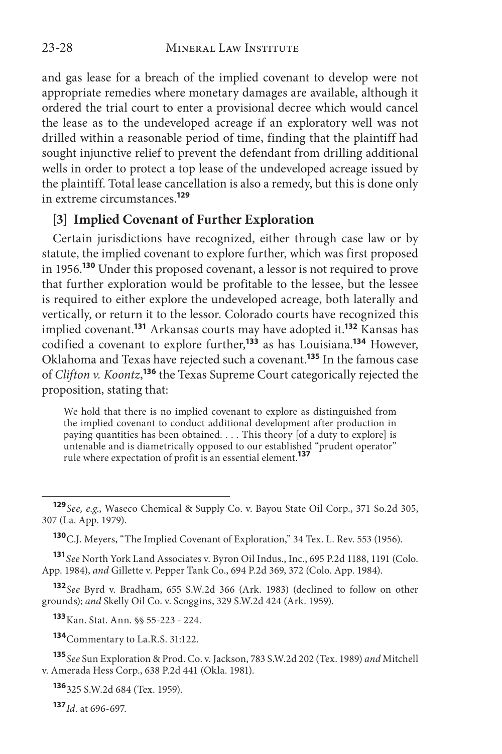and gas lease for a breach of the implied covenant to develop were not appropriate remedies where monetary damages are available, although it ordered the trial court to enter a provisional decree which would cancel the lease as to the undeveloped acreage if an exploratory well was not drilled within a reasonable period of time, finding that the plaintiff had sought injunctive relief to prevent the defendant from drilling additional wells in order to protect a top lease of the undeveloped acreage issued by the plaintiff. Total lease cancellation is also a remedy, but this is done only in extreme circumstances.[129]

### [3] Implied Covenant of Further Exploration

Certain jurisdictions have recognized, either through case law or by statute, the implied covenant to explore further, which was first proposed in 1956.[130] Under this proposed covenant, a lessor is not required to prove that further exploration would be profitable to the lessee, but the lessee is required to either explore the undeveloped acreage, both laterally and vertically, or return it to the lessor. Colorado courts have recognized this implied covenant.[131] Arkansas courts may have adopted it.[132] Kansas has codified a covenant to explore further,[133] as has Louisiana.[134] However, Oklahoma and Texas have rejected such a covenant.[135] In the famous case of *Clifton v. Koontz*,[136] the Texas Supreme Court categorically rejected the proposition, stating that:

> We hold that there is no implied covenant to explore as distinguished from the implied covenant to conduct additional development after production in paying quantities has been obtained. . . . This theory [of a duty to explore] is untenable and is diametrically opposed to our established "prudent operator" rule where expectation of profit is an essential element.[137]

---

[129] *See, e.g.*, Waseco Chemical & Supply Co. v. Bayou State Oil Corp., 371 So.2d 305, 307 (La. App. 1979).

[130] C.J. Meyers, "The Implied Covenant of Exploration," 34 Tex. L. Rev. 553 (1956).

[131] *See* North York Land Associates v. Byron Oil Indus., Inc., 695 P.2d 1188, 1191 (Colo. App. 1984), *and* Gillette v. Pepper Tank Co., 694 P.2d 369, 372 (Colo. App. 1984).

[132] *See* Byrd v. Bradham, 655 S.W.2d 366 (Ark. 1983) (declined to follow on other grounds); *and* Skelly Oil Co. v. Scoggins, 329 S.W.2d 424 (Ark. 1959).

[133] Kan. Stat. Ann. §§ 55-223 - 224.

[134] Commentary to La.R.S. 31:122.

[135] *See* Sun Exploration & Prod. Co. v. Jackson, 783 S.W.2d 202 (Tex. 1989) *and* Mitchell v. Amerada Hess Corp., 638 P.2d 441 (Okla. 1981).

[136] 325 S.W.2d 684 (Tex. 1959).

[137] *Id.* at 696-697.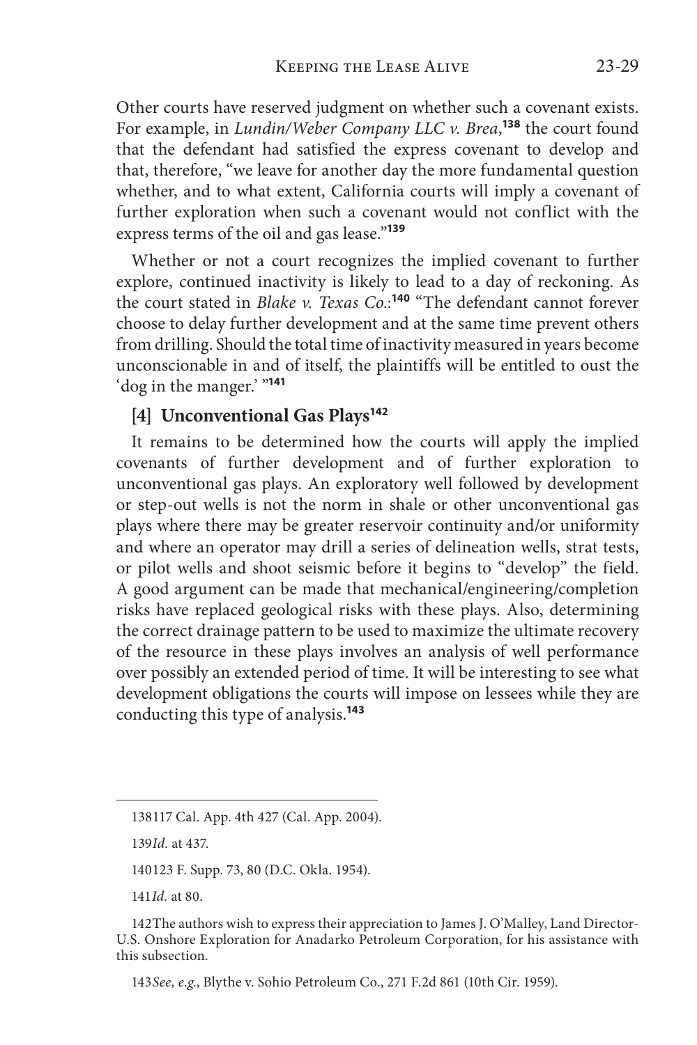Other courts have reserved judgment on whether such a covenant exists. For example, in *Lundin/Weber Company LLC v. Brea*,[138] the court found that the defendant had satisfied the express covenant to develop and that, therefore, "we leave for another day the more fundamental question whether, and to what extent, California courts will imply a covenant of further exploration when such a covenant would not conflict with the express terms of the oil and gas lease."[139]

Whether or not a court recognizes the implied covenant to further explore, continued inactivity is likely to lead to a day of reckoning. As the court stated in *Blake v. Texas Co.*:[140] "The defendant cannot forever choose to delay further development and at the same time prevent others from drilling. Should the total time of inactivity measured in years become unconscionable in and of itself, the plaintiffs will be entitled to oust the 'dog in the manger.' "[141]

### [4] Unconventional Gas Plays[142]

It remains to be determined how the courts will apply the implied covenants of further development and of further exploration to unconventional gas plays. An exploratory well followed by development or step-out wells is not the norm in shale or other unconventional gas plays where there may be greater reservoir continuity and/or uniformity and where an operator may drill a series of delineation wells, strat tests, or pilot wells and shoot seismic before it begins to "develop" the field. A good argument can be made that mechanical/engineering/completion risks have replaced geological risks with these plays. Also, determining the correct drainage pattern to be used to maximize the ultimate recovery of the resource in these plays involves an analysis of well performance over possibly an extended period of time. It will be interesting to see what development obligations the courts will impose on lessees while they are conducting this type of analysis.[143]

---

138 117 Cal. App. 4th 427 (Cal. App. 2004).

139 *Id.* at 437.

140 123 F. Supp. 73, 80 (D.C. Okla. 1954).

141 *Id.* at 80.

142 The authors wish to express their appreciation to James J. O'Malley, Land Director-U.S. Onshore Exploration for Anadarko Petroleum Corporation, for his assistance with this subsection.

143 *See, e.g.*, Blythe v. Sohio Petroleum Co., 271 F.2d 861 (10th Cir. 1959).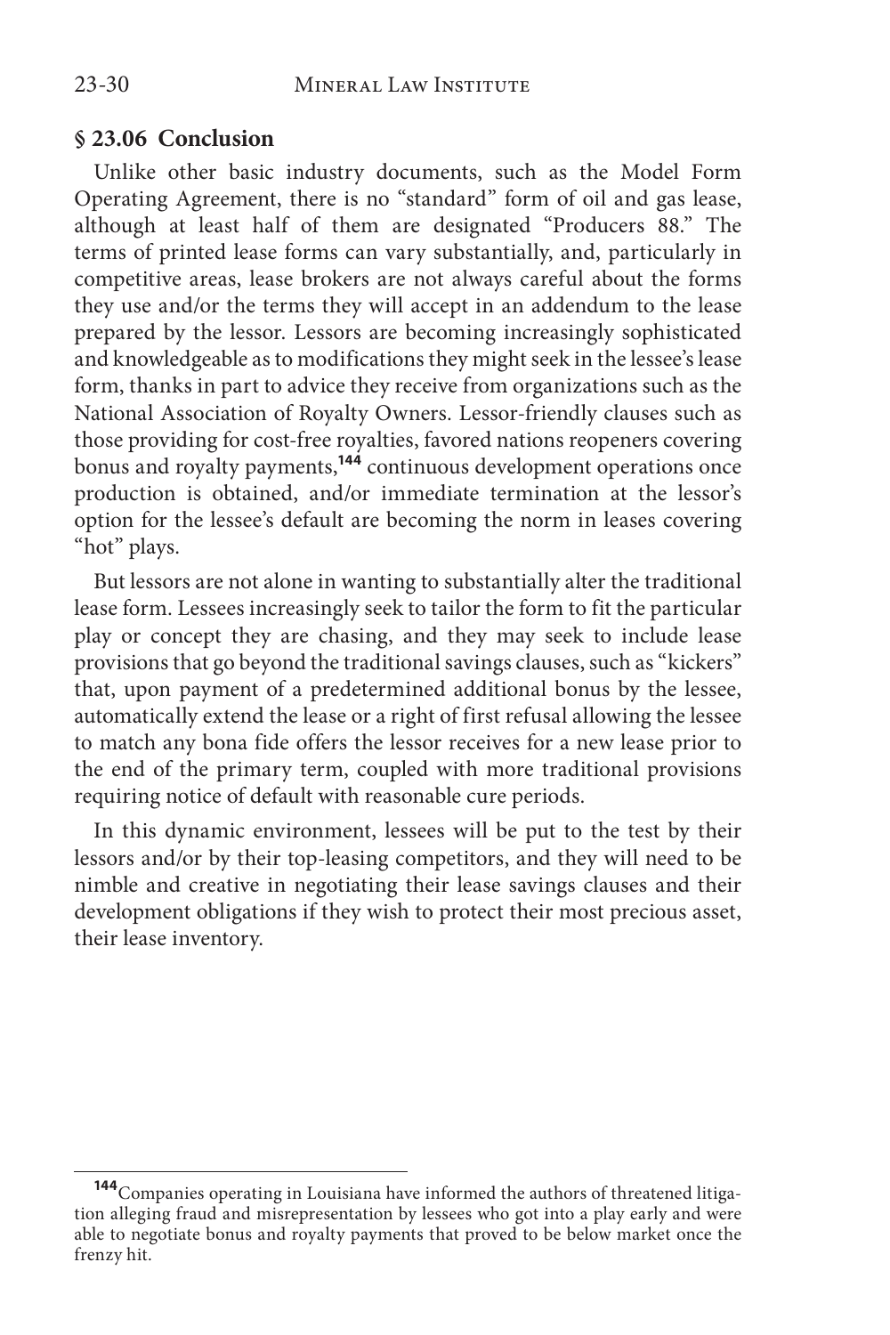## § 23.06 Conclusion

Unlike other basic industry documents, such as the Model Form Operating Agreement, there is no "standard" form of oil and gas lease, although at least half of them are designated "Producers 88." The terms of printed lease forms can vary substantially, and, particularly in competitive areas, lease brokers are not always careful about the forms they use and/or the terms they will accept in an addendum to the lease prepared by the lessor. Lessors are becoming increasingly sophisticated and knowledgeable as to modifications they might seek in the lessee's lease form, thanks in part to advice they receive from organizations such as the National Association of Royalty Owners. Lessor-friendly clauses such as those providing for cost-free royalties, favored nations reopeners covering bonus and royalty payments,[144] continuous development operations once production is obtained, and/or immediate termination at the lessor's option for the lessee's default are becoming the norm in leases covering "hot" plays.

But lessors are not alone in wanting to substantially alter the traditional lease form. Lessees increasingly seek to tailor the form to fit the particular play or concept they are chasing, and they may seek to include lease provisions that go beyond the traditional savings clauses, such as "kickers" that, upon payment of a predetermined additional bonus by the lessee, automatically extend the lease or a right of first refusal allowing the lessee to match any bona fide offers the lessor receives for a new lease prior to the end of the primary term, coupled with more traditional provisions requiring notice of default with reasonable cure periods.

In this dynamic environment, lessees will be put to the test by their lessors and/or by their top-leasing competitors, and they will need to be nimble and creative in negotiating their lease savings clauses and their development obligations if they wish to protect their most precious asset, their lease inventory.

---

[144] Companies operating in Louisiana have informed the authors of threatened litigation alleging fraud and misrepresentation by lessees who got into a play early and were able to negotiate bonus and royalty payments that proved to be below market once the frenzy hit.